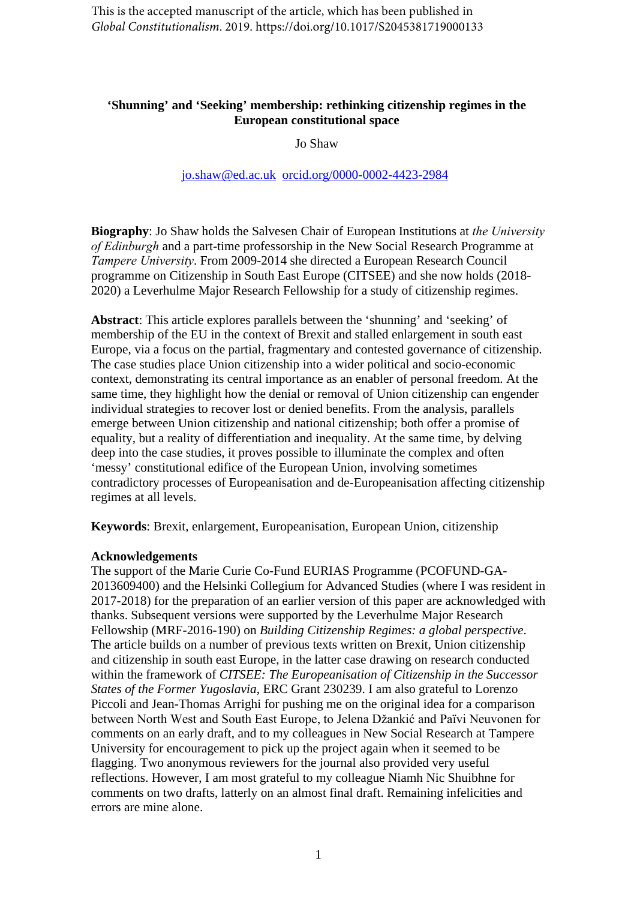This is the accepted manuscript of the article, which has been published in *Global Constitutionalism*. 2019. https://doi.org/10.1017/S2045381719000133

# 'Shunning' and 'Seeking' membership: rethinking citizenship regimes in the European constitutional space

Jo Shaw

jo.shaw@ed.ac.uk orcid.org/0000-0002-4423-2984

**Biography**: Jo Shaw holds the Salvesen Chair of European Institutions at *the University of Edinburgh* and a part-time professorship in the New Social Research Programme at *Tampere University*. From 2009-2014 she directed a European Research Council programme on Citizenship in South East Europe (CITSEE) and she now holds (2018-2020) a Leverhulme Major Research Fellowship for a study of citizenship regimes.

**Abstract**: This article explores parallels between the 'shunning' and 'seeking' of membership of the EU in the context of Brexit and stalled enlargement in south east Europe, via a focus on the partial, fragmentary and contested governance of citizenship. The case studies place Union citizenship into a wider political and socio-economic context, demonstrating its central importance as an enabler of personal freedom. At the same time, they highlight how the denial or removal of Union citizenship can engender individual strategies to recover lost or denied benefits. From the analysis, parallels emerge between Union citizenship and national citizenship; both offer a promise of equality, but a reality of differentiation and inequality. At the same time, by delving deep into the case studies, it proves possible to illuminate the complex and often 'messy' constitutional edifice of the European Union, involving sometimes contradictory processes of Europeanisation and de-Europeanisation affecting citizenship regimes at all levels.

**Keywords**: Brexit, enlargement, Europeanisation, European Union, citizenship

**Acknowledgements**
The support of the Marie Curie Co-Fund EURIAS Programme (PCOFUND-GA-2013609400) and the Helsinki Collegium for Advanced Studies (where I was resident in 2017-2018) for the preparation of an earlier version of this paper are acknowledged with thanks. Subsequent versions were supported by the Leverhulme Major Research Fellowship (MRF-2016-190) on *Building Citizenship Regimes: a global perspective*. The article builds on a number of previous texts written on Brexit, Union citizenship and citizenship in south east Europe, in the latter case drawing on research conducted within the framework of *CITSEE: The Europeanisation of Citizenship in the Successor States of the Former Yugoslavia*, ERC Grant 230239. I am also grateful to Lorenzo Piccoli and Jean-Thomas Arrighi for pushing me on the original idea for a comparison between North West and South East Europe, to Jelena Džankić and Païvi Neuvonen for comments on an early draft, and to my colleagues in New Social Research at Tampere University for encouragement to pick up the project again when it seemed to be flagging. Two anonymous reviewers for the journal also provided very useful reflections. However, I am most grateful to my colleague Niamh Nic Shuibhne for comments on two drafts, latterly on an almost final draft. Remaining infelicities and errors are mine alone.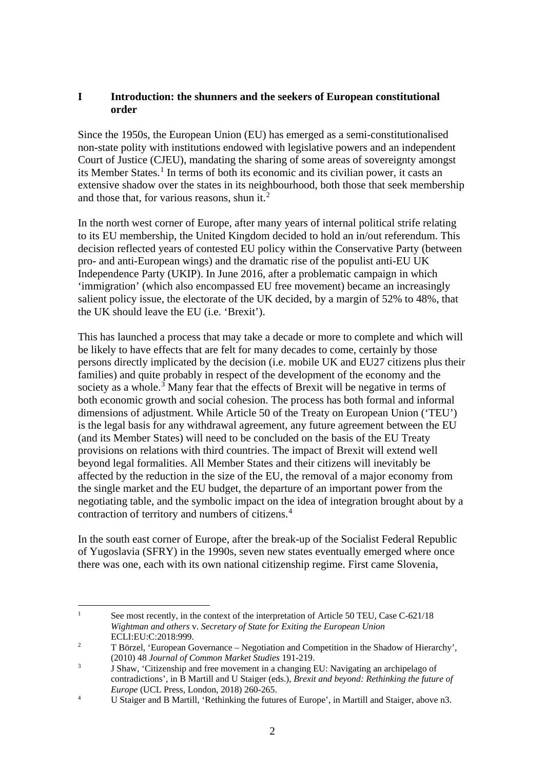## I Introduction: the shunners and the seekers of European constitutional order

Since the 1950s, the European Union (EU) has emerged as a semi-constitutionalised non-state polity with institutions endowed with legislative powers and an independent Court of Justice (CJEU), mandating the sharing of some areas of sovereignty amongst its Member States.[1] In terms of both its economic and its civilian power, it casts an extensive shadow over the states in its neighbourhood, both those that seek membership and those that, for various reasons, shun it.[2]

In the north west corner of Europe, after many years of internal political strife relating to its EU membership, the United Kingdom decided to hold an in/out referendum. This decision reflected years of contested EU policy within the Conservative Party (between pro- and anti-European wings) and the dramatic rise of the populist anti-EU UK Independence Party (UKIP). In June 2016, after a problematic campaign in which 'immigration' (which also encompassed EU free movement) became an increasingly salient policy issue, the electorate of the UK decided, by a margin of 52% to 48%, that the UK should leave the EU (i.e. 'Brexit').

This has launched a process that may take a decade or more to complete and which will be likely to have effects that are felt for many decades to come, certainly by those persons directly implicated by the decision (i.e. mobile UK and EU27 citizens plus their families) and quite probably in respect of the development of the economy and the society as a whole.[3] Many fear that the effects of Brexit will be negative in terms of both economic growth and social cohesion. The process has both formal and informal dimensions of adjustment. While Article 50 of the Treaty on European Union ('TEU') is the legal basis for any withdrawal agreement, any future agreement between the EU (and its Member States) will need to be concluded on the basis of the EU Treaty provisions on relations with third countries. The impact of Brexit will extend well beyond legal formalities. All Member States and their citizens will inevitably be affected by the reduction in the size of the EU, the removal of a major economy from the single market and the EU budget, the departure of an important power from the negotiating table, and the symbolic impact on the idea of integration brought about by a contraction of territory and numbers of citizens.[4]

In the south east corner of Europe, after the break-up of the Socialist Federal Republic of Yugoslavia (SFRY) in the 1990s, seven new states eventually emerged where once there was one, each with its own national citizenship regime. First came Slovenia,

---

1 See most recently, in the context of the interpretation of Article 50 TEU, Case C-621/18 *Wightman and others* v. *Secretary of State for Exiting the European Union* ECLI:EU:C:2018:999.

2 T Börzel, 'European Governance – Negotiation and Competition in the Shadow of Hierarchy', (2010) 48 *Journal of Common Market Studies* 191-219.

3 J Shaw, 'Citizenship and free movement in a changing EU: Navigating an archipelago of contradictions', in B Martill and U Staiger (eds.), *Brexit and beyond: Rethinking the future of Europe* (UCL Press, London, 2018) 260-265.

4 U Staiger and B Martill, 'Rethinking the futures of Europe', in Martill and Staiger, above n3.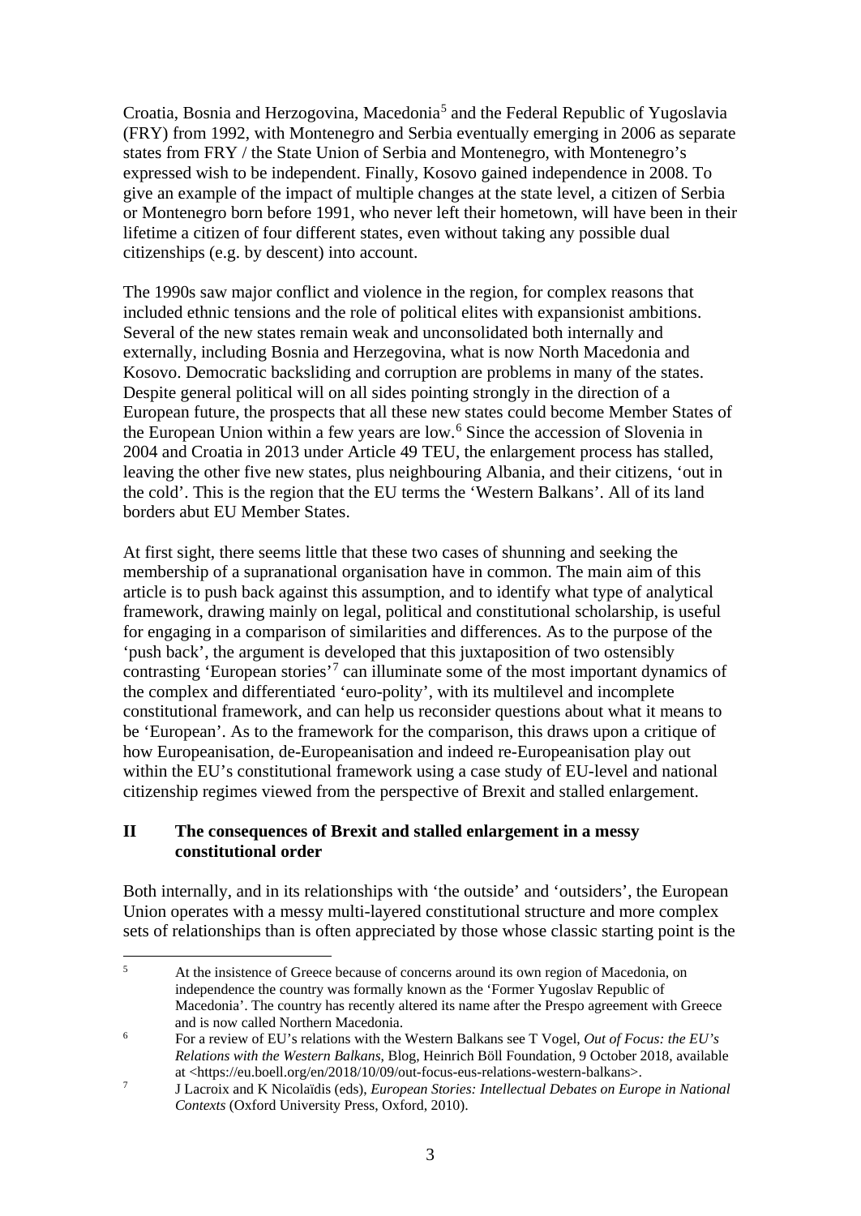Croatia, Bosnia and Herzogovina, Macedonia[5] and the Federal Republic of Yugoslavia (FRY) from 1992, with Montenegro and Serbia eventually emerging in 2006 as separate states from FRY / the State Union of Serbia and Montenegro, with Montenegro's expressed wish to be independent. Finally, Kosovo gained independence in 2008. To give an example of the impact of multiple changes at the state level, a citizen of Serbia or Montenegro born before 1991, who never left their hometown, will have been in their lifetime a citizen of four different states, even without taking any possible dual citizenships (e.g. by descent) into account.

The 1990s saw major conflict and violence in the region, for complex reasons that included ethnic tensions and the role of political elites with expansionist ambitions. Several of the new states remain weak and unconsolidated both internally and externally, including Bosnia and Herzegovina, what is now North Macedonia and Kosovo. Democratic backsliding and corruption are problems in many of the states. Despite general political will on all sides pointing strongly in the direction of a European future, the prospects that all these new states could become Member States of the European Union within a few years are low.[6] Since the accession of Slovenia in 2004 and Croatia in 2013 under Article 49 TEU, the enlargement process has stalled, leaving the other five new states, plus neighbouring Albania, and their citizens, 'out in the cold'. This is the region that the EU terms the 'Western Balkans'. All of its land borders abut EU Member States.

At first sight, there seems little that these two cases of shunning and seeking the membership of a supranational organisation have in common. The main aim of this article is to push back against this assumption, and to identify what type of analytical framework, drawing mainly on legal, political and constitutional scholarship, is useful for engaging in a comparison of similarities and differences. As to the purpose of the 'push back', the argument is developed that this juxtaposition of two ostensibly contrasting 'European stories'[7] can illuminate some of the most important dynamics of the complex and differentiated 'euro-polity', with its multilevel and incomplete constitutional framework, and can help us reconsider questions about what it means to be 'European'. As to the framework for the comparison, this draws upon a critique of how Europeanisation, de-Europeanisation and indeed re-Europeanisation play out within the EU's constitutional framework using a case study of EU-level and national citizenship regimes viewed from the perspective of Brexit and stalled enlargement.

## II The consequences of Brexit and stalled enlargement in a messy constitutional order

Both internally, and in its relationships with 'the outside' and 'outsiders', the European Union operates with a messy multi-layered constitutional structure and more complex sets of relationships than is often appreciated by those whose classic starting point is the

---

[5] At the insistence of Greece because of concerns around its own region of Macedonia, on independence the country was formally known as the 'Former Yugoslav Republic of Macedonia'. The country has recently altered its name after the Prespo agreement with Greece and is now called Northern Macedonia.

[6] For a review of EU's relations with the Western Balkans see T Vogel, *Out of Focus: the EU's Relations with the Western Balkans*, Blog, Heinrich Böll Foundation, 9 October 2018, available at <https://eu.boell.org/en/2018/10/09/out-focus-eus-relations-western-balkans>.

[7] J Lacroix and K Nicolaïdis (eds), *European Stories: Intellectual Debates on Europe in National Contexts* (Oxford University Press, Oxford, 2010).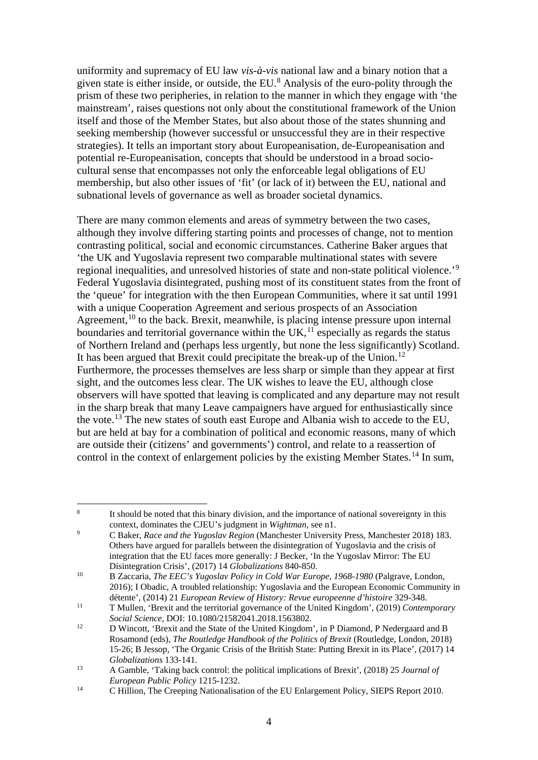uniformity and supremacy of EU law *vis-à-vis* national law and a binary notion that a given state is either inside, or outside, the EU.[8] Analysis of the euro-polity through the prism of these two peripheries, in relation to the manner in which they engage with 'the mainstream', raises questions not only about the constitutional framework of the Union itself and those of the Member States, but also about those of the states shunning and seeking membership (however successful or unsuccessful they are in their respective strategies). It tells an important story about Europeanisation, de-Europeanisation and potential re-Europeanisation, concepts that should be understood in a broad socio-cultural sense that encompasses not only the enforceable legal obligations of EU membership, but also other issues of 'fit' (or lack of it) between the EU, national and subnational levels of governance as well as broader societal dynamics.

There are many common elements and areas of symmetry between the two cases, although they involve differing starting points and processes of change, not to mention contrasting political, social and economic circumstances. Catherine Baker argues that 'the UK and Yugoslavia represent two comparable multinational states with severe regional inequalities, and unresolved histories of state and non-state political violence.'[9] Federal Yugoslavia disintegrated, pushing most of its constituent states from the front of the 'queue' for integration with the then European Communities, where it sat until 1991 with a unique Cooperation Agreement and serious prospects of an Association Agreement,[10] to the back. Brexit, meanwhile, is placing intense pressure upon internal boundaries and territorial governance within the UK,[11] especially as regards the status of Northern Ireland and (perhaps less urgently, but none the less significantly) Scotland. It has been argued that Brexit could precipitate the break-up of the Union.[12] Furthermore, the processes themselves are less sharp or simple than they appear at first sight, and the outcomes less clear. The UK wishes to leave the EU, although close observers will have spotted that leaving is complicated and any departure may not result in the sharp break that many Leave campaigners have argued for enthusiastically since the vote.[13] The new states of south east Europe and Albania wish to accede to the EU, but are held at bay for a combination of political and economic reasons, many of which are outside their (citizens' and governments') control, and relate to a reassertion of control in the context of enlargement policies by the existing Member States.[14] In sum,

[8] It should be noted that this binary division, and the importance of national sovereignty in this context, dominates the CJEU's judgment in *Wightman*, see n1.

[9] C Baker, *Race and the Yugoslav Region* (Manchester University Press, Manchester 2018) 183. Others have argued for parallels between the disintegration of Yugoslavia and the crisis of integration that the EU faces more generally: J Becker, 'In the Yugoslav Mirror: The EU Disintegration Crisis', (2017) 14 *Globalizations* 840-850.

[10] B Zaccaria, *The EEC's Yugoslav Policy in Cold War Europe, 1968-1980* (Palgrave, London, 2016); I Obadic, A troubled relationship: Yugoslavia and the European Economic Community in détente', (2014) 21 *European Review of History: Revue europeenne d'histoire* 329-348.

[11] T Mullen, 'Brexit and the territorial governance of the United Kingdom', (2019) *Contemporary Social Science*, DOI: 10.1080/21582041.2018.1563802.

[12] D Wincott, 'Brexit and the State of the United Kingdom', in P Diamond, P Nedergaard and B Rosamond (eds), *The Routledge Handbook of the Politics of Brexit* (Routledge, London, 2018) 15-26; B Jessop, 'The Organic Crisis of the British State: Putting Brexit in its Place', (2017) 14 *Globalizations* 133-141.

[13] A Gamble, 'Taking back control: the political implications of Brexit', (2018) 25 *Journal of European Public Policy* 1215-1232.

[14] C Hillion, The Creeping Nationalisation of the EU Enlargement Policy, SIEPS Report 2010.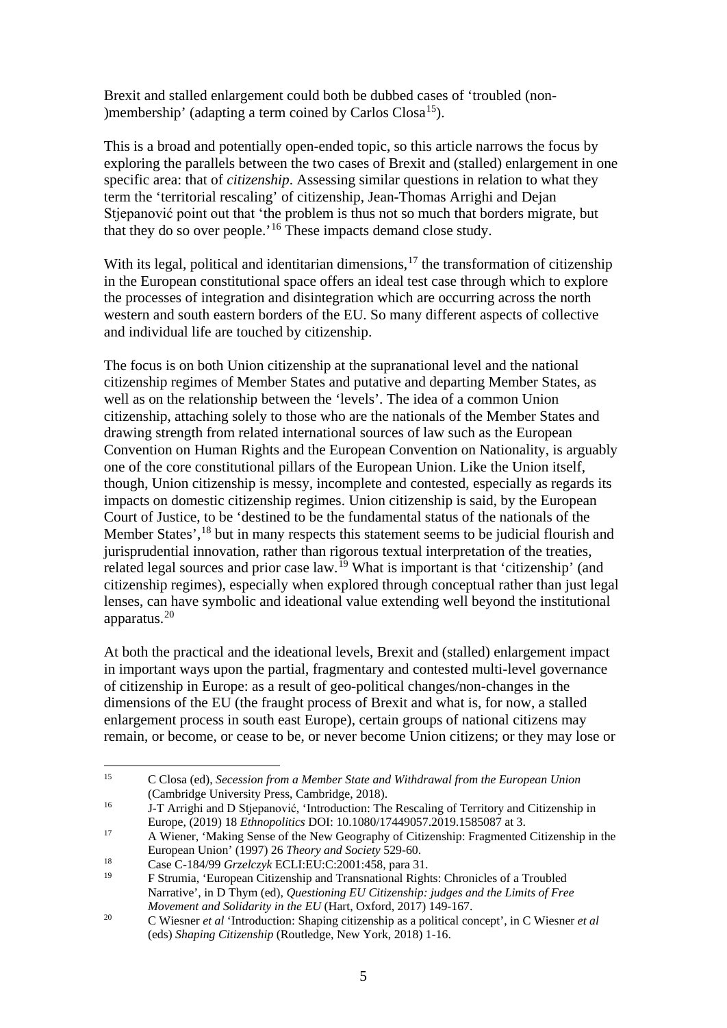Brexit and stalled enlargement could both be dubbed cases of 'troubled (non-)membership' (adapting a term coined by Carlos Closa[15]).

This is a broad and potentially open-ended topic, so this article narrows the focus by exploring the parallels between the two cases of Brexit and (stalled) enlargement in one specific area: that of *citizenship*. Assessing similar questions in relation to what they term the 'territorial rescaling' of citizenship, Jean-Thomas Arrighi and Dejan Stjepanović point out that 'the problem is thus not so much that borders migrate, but that they do so over people.'[16] These impacts demand close study.

With its legal, political and identitarian dimensions,[17] the transformation of citizenship in the European constitutional space offers an ideal test case through which to explore the processes of integration and disintegration which are occurring across the north western and south eastern borders of the EU. So many different aspects of collective and individual life are touched by citizenship.

The focus is on both Union citizenship at the supranational level and the national citizenship regimes of Member States and putative and departing Member States, as well as on the relationship between the 'levels'. The idea of a common Union citizenship, attaching solely to those who are the nationals of the Member States and drawing strength from related international sources of law such as the European Convention on Human Rights and the European Convention on Nationality, is arguably one of the core constitutional pillars of the European Union. Like the Union itself, though, Union citizenship is messy, incomplete and contested, especially as regards its impacts on domestic citizenship regimes. Union citizenship is said, by the European Court of Justice, to be 'destined to be the fundamental status of the nationals of the Member States',[18] but in many respects this statement seems to be judicial flourish and jurisprudential innovation, rather than rigorous textual interpretation of the treaties, related legal sources and prior case law.[19] What is important is that 'citizenship' (and citizenship regimes), especially when explored through conceptual rather than just legal lenses, can have symbolic and ideational value extending well beyond the institutional apparatus.[20]

At both the practical and the ideational levels, Brexit and (stalled) enlargement impact in important ways upon the partial, fragmentary and contested multi-level governance of citizenship in Europe: as a result of geo-political changes/non-changes in the dimensions of the EU (the fraught process of Brexit and what is, for now, a stalled enlargement process in south east Europe), certain groups of national citizens may remain, or become, or cease to be, or never become Union citizens; or they may lose or

---

[15] C Closa (ed), *Secession from a Member State and Withdrawal from the European Union* (Cambridge University Press, Cambridge, 2018).

[16] J-T Arrighi and D Stjepanović, 'Introduction: The Rescaling of Territory and Citizenship in Europe, (2019) 18 *Ethnopolitics* DOI: 10.1080/17449057.2019.1585087 at 3.

[17] A Wiener, 'Making Sense of the New Geography of Citizenship: Fragmented Citizenship in the European Union' (1997) 26 *Theory and Society* 529-60.

[18] Case C-184/99 *Grzelczyk* ECLI:EU:C:2001:458, para 31.

[19] F Strumia, 'European Citizenship and Transnational Rights: Chronicles of a Troubled Narrative', in D Thym (ed), *Questioning EU Citizenship: judges and the Limits of Free Movement and Solidarity in the EU* (Hart, Oxford, 2017) 149-167.

[20] C Wiesner *et al* 'Introduction: Shaping citizenship as a political concept', in C Wiesner *et al* (eds) *Shaping Citizenship* (Routledge, New York, 2018) 1-16.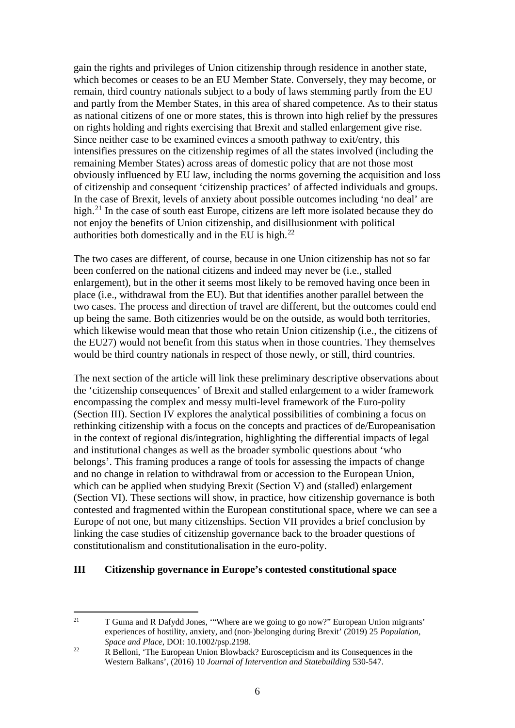gain the rights and privileges of Union citizenship through residence in another state, which becomes or ceases to be an EU Member State. Conversely, they may become, or remain, third country nationals subject to a body of laws stemming partly from the EU and partly from the Member States, in this area of shared competence. As to their status as national citizens of one or more states, this is thrown into high relief by the pressures on rights holding and rights exercising that Brexit and stalled enlargement give rise. Since neither case to be examined evinces a smooth pathway to exit/entry, this intensifies pressures on the citizenship regimes of all the states involved (including the remaining Member States) across areas of domestic policy that are not those most obviously influenced by EU law, including the norms governing the acquisition and loss of citizenship and consequent 'citizenship practices' of affected individuals and groups. In the case of Brexit, levels of anxiety about possible outcomes including 'no deal' are high.[21] In the case of south east Europe, citizens are left more isolated because they do not enjoy the benefits of Union citizenship, and disillusionment with political authorities both domestically and in the EU is high.[22]

The two cases are different, of course, because in one Union citizenship has not so far been conferred on the national citizens and indeed may never be (i.e., stalled enlargement), but in the other it seems most likely to be removed having once been in place (i.e., withdrawal from the EU). But that identifies another parallel between the two cases. The process and direction of travel are different, but the outcomes could end up being the same. Both citizenries would be on the outside, as would both territories, which likewise would mean that those who retain Union citizenship (i.e., the citizens of the EU27) would not benefit from this status when in those countries. They themselves would be third country nationals in respect of those newly, or still, third countries.

The next section of the article will link these preliminary descriptive observations about the 'citizenship consequences' of Brexit and stalled enlargement to a wider framework encompassing the complex and messy multi-level framework of the Euro-polity (Section III). Section IV explores the analytical possibilities of combining a focus on rethinking citizenship with a focus on the concepts and practices of de/Europeanisation in the context of regional dis/integration, highlighting the differential impacts of legal and institutional changes as well as the broader symbolic questions about 'who belongs'. This framing produces a range of tools for assessing the impacts of change and no change in relation to withdrawal from or accession to the European Union, which can be applied when studying Brexit (Section V) and (stalled) enlargement (Section VI). These sections will show, in practice, how citizenship governance is both contested and fragmented within the European constitutional space, where we can see a Europe of not one, but many citizenships. Section VII provides a brief conclusion by linking the case studies of citizenship governance back to the broader questions of constitutionalism and constitutionalisation in the euro-polity.

## III Citizenship governance in Europe's contested constitutional space

---

[21] T Guma and R Dafydd Jones, '"Where are we going to go now?" European Union migrants' experiences of hostility, anxiety, and (non-)belonging during Brexit' (2019) 25 *Population, Space and Place*, DOI: 10.1002/psp.2198.

[22] R Belloni, 'The European Union Blowback? Euroscepticism and its Consequences in the Western Balkans', (2016) 10 *Journal of Intervention and Statebuilding* 530-547.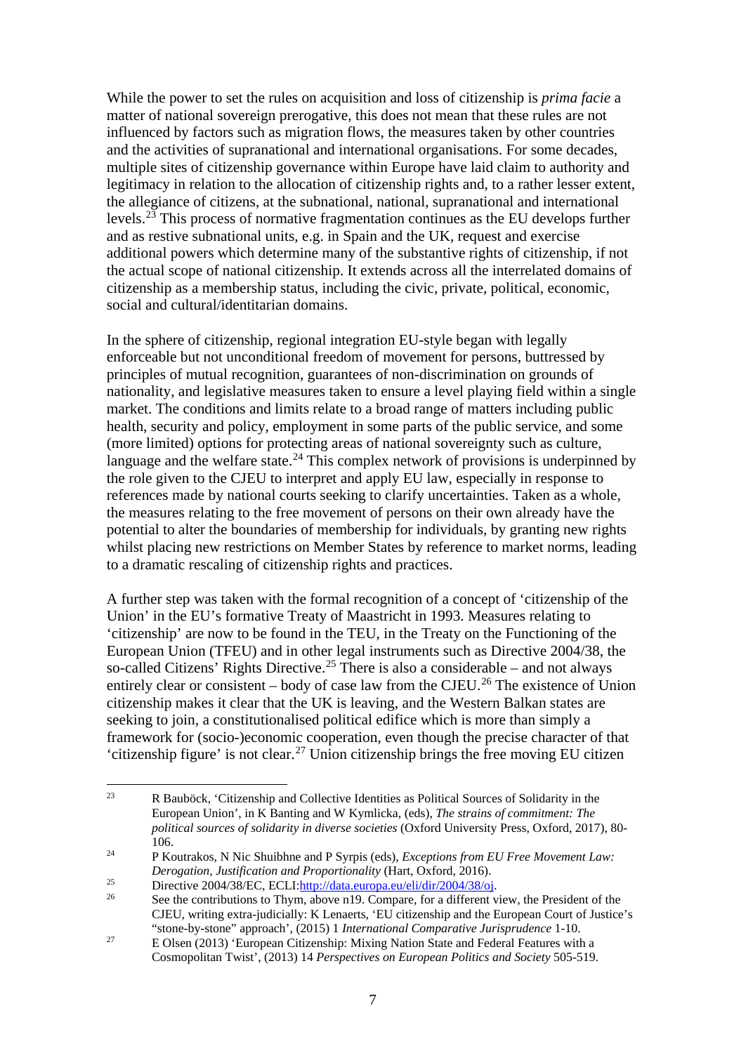While the power to set the rules on acquisition and loss of citizenship is *prima facie* a matter of national sovereign prerogative, this does not mean that these rules are not influenced by factors such as migration flows, the measures taken by other countries and the activities of supranational and international organisations. For some decades, multiple sites of citizenship governance within Europe have laid claim to authority and legitimacy in relation to the allocation of citizenship rights and, to a rather lesser extent, the allegiance of citizens, at the subnational, national, supranational and international levels.[23] This process of normative fragmentation continues as the EU develops further and as restive subnational units, e.g. in Spain and the UK, request and exercise additional powers which determine many of the substantive rights of citizenship, if not the actual scope of national citizenship. It extends across all the interrelated domains of citizenship as a membership status, including the civic, private, political, economic, social and cultural/identitarian domains.

In the sphere of citizenship, regional integration EU-style began with legally enforceable but not unconditional freedom of movement for persons, buttressed by principles of mutual recognition, guarantees of non-discrimination on grounds of nationality, and legislative measures taken to ensure a level playing field within a single market. The conditions and limits relate to a broad range of matters including public health, security and policy, employment in some parts of the public service, and some (more limited) options for protecting areas of national sovereignty such as culture, language and the welfare state.[24] This complex network of provisions is underpinned by the role given to the CJEU to interpret and apply EU law, especially in response to references made by national courts seeking to clarify uncertainties. Taken as a whole, the measures relating to the free movement of persons on their own already have the potential to alter the boundaries of membership for individuals, by granting new rights whilst placing new restrictions on Member States by reference to market norms, leading to a dramatic rescaling of citizenship rights and practices.

A further step was taken with the formal recognition of a concept of 'citizenship of the Union' in the EU's formative Treaty of Maastricht in 1993. Measures relating to 'citizenship' are now to be found in the TEU, in the Treaty on the Functioning of the European Union (TFEU) and in other legal instruments such as Directive 2004/38, the so-called Citizens' Rights Directive.[25] There is also a considerable – and not always entirely clear or consistent – body of case law from the CJEU.[26] The existence of Union citizenship makes it clear that the UK is leaving, and the Western Balkan states are seeking to join, a constitutionalised political edifice which is more than simply a framework for (socio-)economic cooperation, even though the precise character of that 'citizenship figure' is not clear.[27] Union citizenship brings the free moving EU citizen

---

[23] R Bauböck, 'Citizenship and Collective Identities as Political Sources of Solidarity in the European Union', in K Banting and W Kymlicka, (eds), *The strains of commitment: The political sources of solidarity in diverse societies* (Oxford University Press, Oxford, 2017), 80-106.

[24] P Koutrakos, N Nic Shuibhne and P Syrpis (eds), *Exceptions from EU Free Movement Law: Derogation, Justification and Proportionality* (Hart, Oxford, 2016).

[25] Directive 2004/38/EC, ECLI:http://data.europa.eu/eli/dir/2004/38/oj.

[26] See the contributions to Thym, above n19. Compare, for a different view, the President of the CJEU, writing extra-judicially: K Lenaerts, 'EU citizenship and the European Court of Justice's "stone-by-stone" approach', (2015) 1 *International Comparative Jurisprudence* 1-10.

[27] E Olsen (2013) 'European Citizenship: Mixing Nation State and Federal Features with a Cosmopolitan Twist', (2013) 14 *Perspectives on European Politics and Society* 505-519.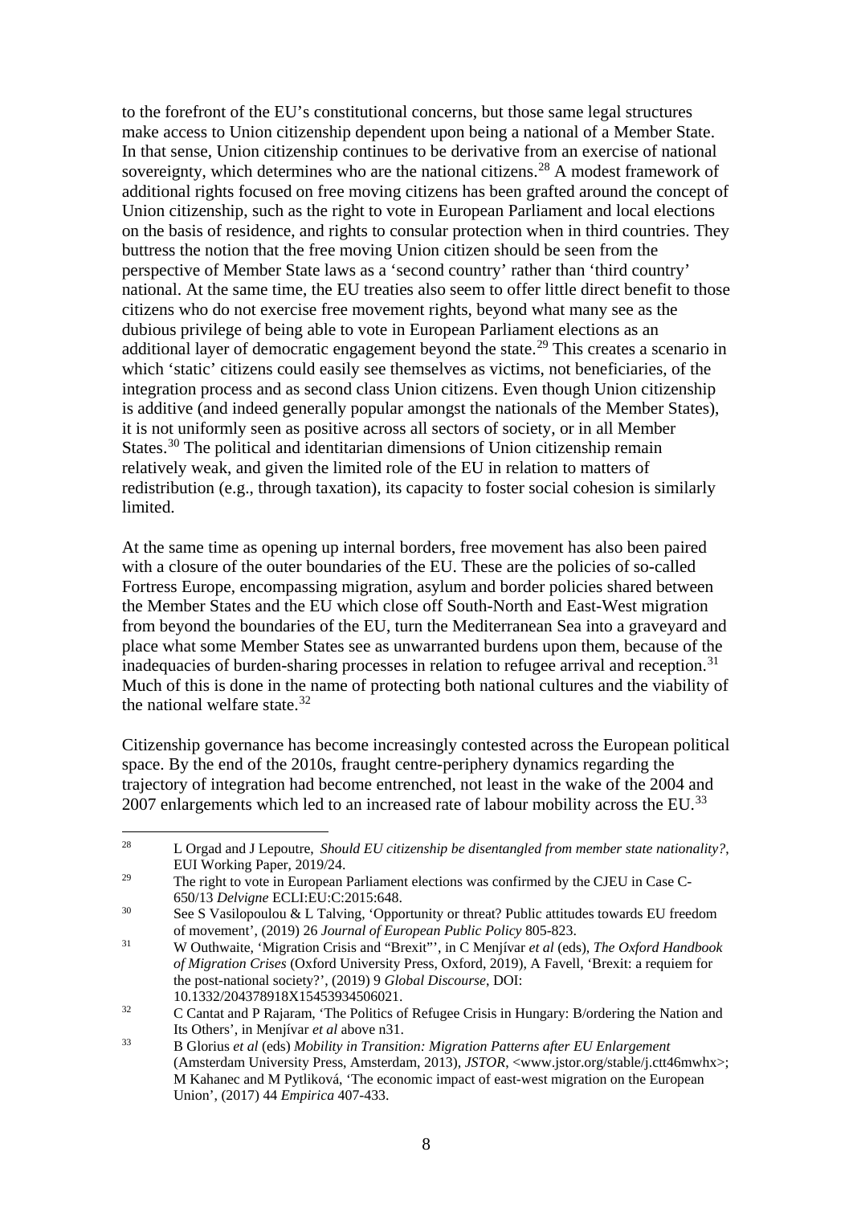to the forefront of the EU's constitutional concerns, but those same legal structures make access to Union citizenship dependent upon being a national of a Member State. In that sense, Union citizenship continues to be derivative from an exercise of national sovereignty, which determines who are the national citizens.[28] A modest framework of additional rights focused on free moving citizens has been grafted around the concept of Union citizenship, such as the right to vote in European Parliament and local elections on the basis of residence, and rights to consular protection when in third countries. They buttress the notion that the free moving Union citizen should be seen from the perspective of Member State laws as a 'second country' rather than 'third country' national. At the same time, the EU treaties also seem to offer little direct benefit to those citizens who do not exercise free movement rights, beyond what many see as the dubious privilege of being able to vote in European Parliament elections as an additional layer of democratic engagement beyond the state.[29] This creates a scenario in which 'static' citizens could easily see themselves as victims, not beneficiaries, of the integration process and as second class Union citizens. Even though Union citizenship is additive (and indeed generally popular amongst the nationals of the Member States), it is not uniformly seen as positive across all sectors of society, or in all Member States.[30] The political and identitarian dimensions of Union citizenship remain relatively weak, and given the limited role of the EU in relation to matters of redistribution (e.g., through taxation), its capacity to foster social cohesion is similarly limited.

At the same time as opening up internal borders, free movement has also been paired with a closure of the outer boundaries of the EU. These are the policies of so-called Fortress Europe, encompassing migration, asylum and border policies shared between the Member States and the EU which close off South-North and East-West migration from beyond the boundaries of the EU, turn the Mediterranean Sea into a graveyard and place what some Member States see as unwarranted burdens upon them, because of the inadequacies of burden-sharing processes in relation to refugee arrival and reception.[31] Much of this is done in the name of protecting both national cultures and the viability of the national welfare state.[32]

Citizenship governance has become increasingly contested across the European political space. By the end of the 2010s, fraught centre-periphery dynamics regarding the trajectory of integration had become entrenched, not least in the wake of the 2004 and 2007 enlargements which led to an increased rate of labour mobility across the EU.[33]

---

[28] L Orgad and J Lepoutre, *Should EU citizenship be disentangled from member state nationality?*, EUI Working Paper, 2019/24.

[29] The right to vote in European Parliament elections was confirmed by the CJEU in Case C-650/13 *Delvigne* ECLI:EU:C:2015:648.

[30] See S Vasilopoulou & L Talving, 'Opportunity or threat? Public attitudes towards EU freedom of movement', (2019) 26 *Journal of European Public Policy* 805-823.

[31] W Outhwaite, 'Migration Crisis and "Brexit"', in C Menjívar *et al* (eds), *The Oxford Handbook of Migration Crises* (Oxford University Press, Oxford, 2019), A Favell, 'Brexit: a requiem for the post-national society?', (2019) 9 *Global Discourse*, DOI: 10.1332/204378918X15453934506021.

[32] C Cantat and P Rajaram, 'The Politics of Refugee Crisis in Hungary: B/ordering the Nation and Its Others', in Menjívar *et al* above n31.

[33] B Glorius *et al* (eds) *Mobility in Transition: Migration Patterns after EU Enlargement* (Amsterdam University Press, Amsterdam, 2013), *JSTOR*, <www.jstor.org/stable/j.ctt46mwhx>; M Kahanec and M Pytliková, 'The economic impact of east-west migration on the European Union', (2017) 44 *Empirica* 407-433.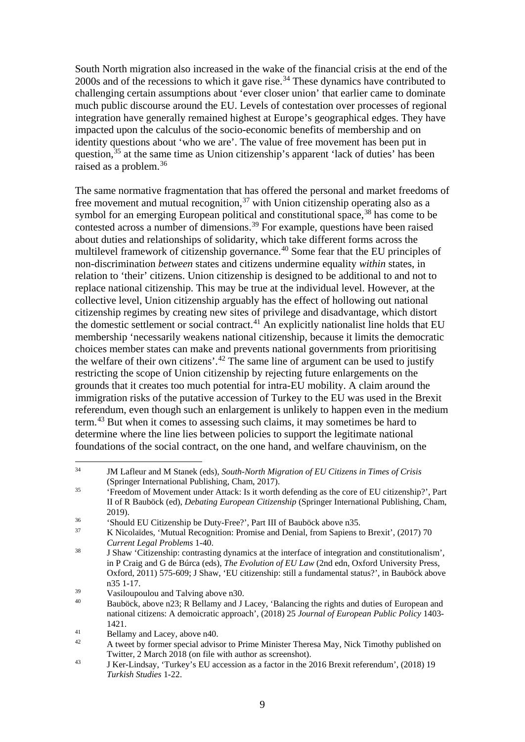South North migration also increased in the wake of the financial crisis at the end of the 2000s and of the recessions to which it gave rise.[34] These dynamics have contributed to challenging certain assumptions about 'ever closer union' that earlier came to dominate much public discourse around the EU. Levels of contestation over processes of regional integration have generally remained highest at Europe's geographical edges. They have impacted upon the calculus of the socio-economic benefits of membership and on identity questions about 'who we are'. The value of free movement has been put in question,[35] at the same time as Union citizenship's apparent 'lack of duties' has been raised as a problem.[36]

The same normative fragmentation that has offered the personal and market freedoms of free movement and mutual recognition,[37] with Union citizenship operating also as a symbol for an emerging European political and constitutional space,[38] has come to be contested across a number of dimensions.[39] For example, questions have been raised about duties and relationships of solidarity, which take different forms across the multilevel framework of citizenship governance.[40] Some fear that the EU principles of non-discrimination *between* states and citizens undermine equality *within* states, in relation to 'their' citizens. Union citizenship is designed to be additional to and not to replace national citizenship. This may be true at the individual level. However, at the collective level, Union citizenship arguably has the effect of hollowing out national citizenship regimes by creating new sites of privilege and disadvantage, which distort the domestic settlement or social contract.[41] An explicitly nationalist line holds that EU membership 'necessarily weakens national citizenship, because it limits the democratic choices member states can make and prevents national governments from prioritising the welfare of their own citizens'.[42] The same line of argument can be used to justify restricting the scope of Union citizenship by rejecting future enlargements on the grounds that it creates too much potential for intra-EU mobility. A claim around the immigration risks of the putative accession of Turkey to the EU was used in the Brexit referendum, even though such an enlargement is unlikely to happen even in the medium term.[43] But when it comes to assessing such claims, it may sometimes be hard to determine where the line lies between policies to support the legitimate national foundations of the social contract, on the one hand, and welfare chauvinism, on the

---

34 JM Lafleur and M Stanek (eds), *South-North Migration of EU Citizens in Times of Crisis* (Springer International Publishing, Cham, 2017).

35 'Freedom of Movement under Attack: Is it worth defending as the core of EU citizenship?', Part II of R Bauböck (ed), *Debating European Citizenship* (Springer International Publishing, Cham, 2019).

36 'Should EU Citizenship be Duty-Free?', Part III of Bauböck above n35.

37 K Nicolaïdes, 'Mutual Recognition: Promise and Denial, from Sapiens to Brexit', (2017) 70 *Current Legal Problems* 1-40.

38 J Shaw 'Citizenship: contrasting dynamics at the interface of integration and constitutionalism', in P Craig and G de Búrca (eds), *The Evolution of EU Law* (2nd edn, Oxford University Press, Oxford, 2011) 575-609; J Shaw, 'EU citizenship: still a fundamental status?', in Bauböck above n35 1-17.

39 Vasiloupoulou and Talving above n30.

40 Bauböck, above n23; R Bellamy and J Lacey, 'Balancing the rights and duties of European and national citizens: A demoicratic approach', (2018) 25 *Journal of European Public Policy* 1403-1421.

41 Bellamy and Lacey, above n40.

42 A tweet by former special advisor to Prime Minister Theresa May, Nick Timothy published on Twitter, 2 March 2018 (on file with author as screenshot).

43 J Ker-Lindsay, 'Turkey's EU accession as a factor in the 2016 Brexit referendum', (2018) 19 *Turkish Studies* 1-22.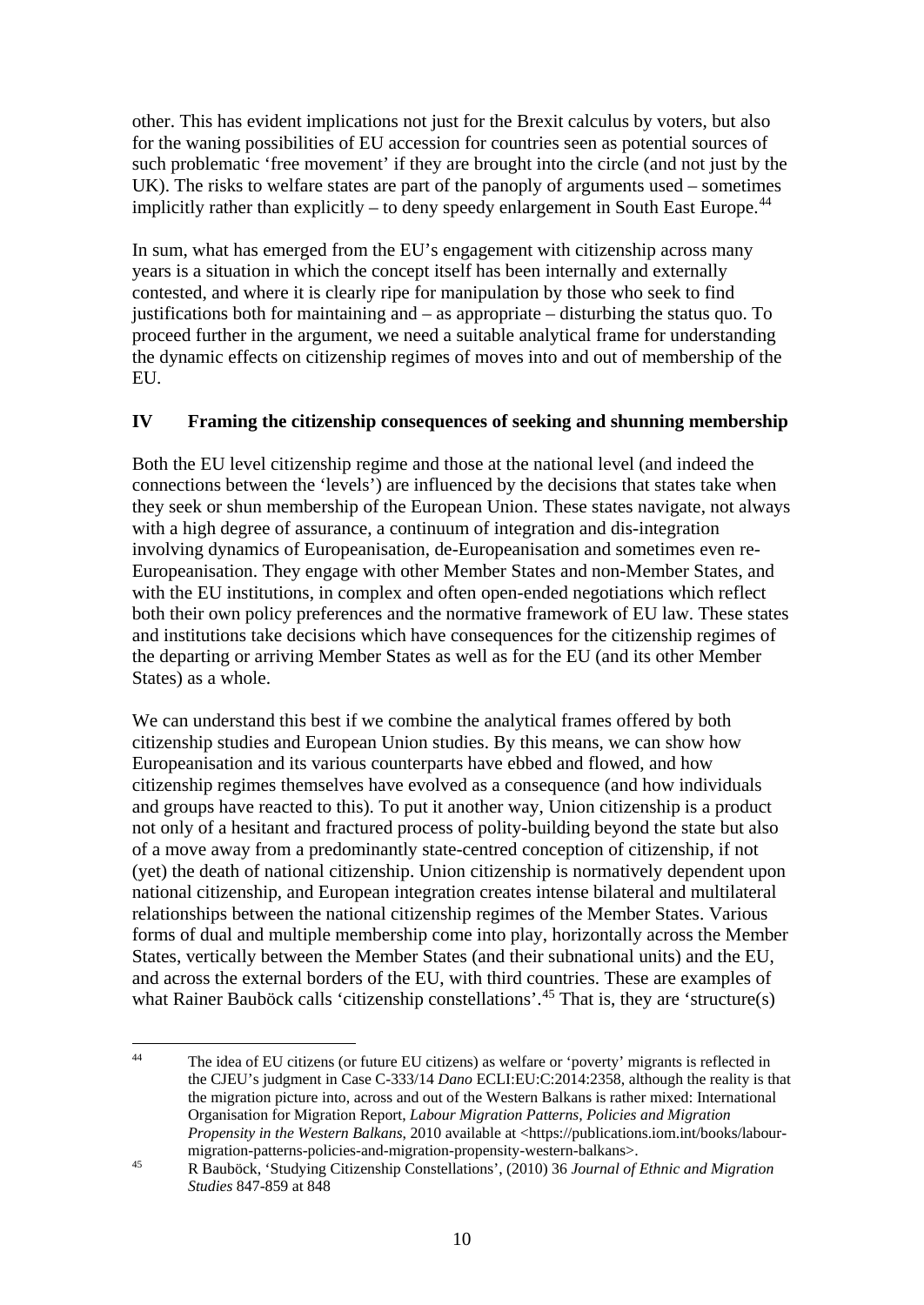other. This has evident implications not just for the Brexit calculus by voters, but also for the waning possibilities of EU accession for countries seen as potential sources of such problematic 'free movement' if they are brought into the circle (and not just by the UK). The risks to welfare states are part of the panoply of arguments used – sometimes implicitly rather than explicitly – to deny speedy enlargement in South East Europe.[44]

In sum, what has emerged from the EU's engagement with citizenship across many years is a situation in which the concept itself has been internally and externally contested, and where it is clearly ripe for manipulation by those who seek to find justifications both for maintaining and – as appropriate – disturbing the status quo. To proceed further in the argument, we need a suitable analytical frame for understanding the dynamic effects on citizenship regimes of moves into and out of membership of the EU.

## IV Framing the citizenship consequences of seeking and shunning membership

Both the EU level citizenship regime and those at the national level (and indeed the connections between the 'levels') are influenced by the decisions that states take when they seek or shun membership of the European Union. These states navigate, not always with a high degree of assurance, a continuum of integration and dis-integration involving dynamics of Europeanisation, de-Europeanisation and sometimes even re-Europeanisation. They engage with other Member States and non-Member States, and with the EU institutions, in complex and often open-ended negotiations which reflect both their own policy preferences and the normative framework of EU law. These states and institutions take decisions which have consequences for the citizenship regimes of the departing or arriving Member States as well as for the EU (and its other Member States) as a whole.

We can understand this best if we combine the analytical frames offered by both citizenship studies and European Union studies. By this means, we can show how Europeanisation and its various counterparts have ebbed and flowed, and how citizenship regimes themselves have evolved as a consequence (and how individuals and groups have reacted to this). To put it another way, Union citizenship is a product not only of a hesitant and fractured process of polity-building beyond the state but also of a move away from a predominantly state-centred conception of citizenship, if not (yet) the death of national citizenship. Union citizenship is normatively dependent upon national citizenship, and European integration creates intense bilateral and multilateral relationships between the national citizenship regimes of the Member States. Various forms of dual and multiple membership come into play, horizontally across the Member States, vertically between the Member States (and their subnational units) and the EU, and across the external borders of the EU, with third countries. These are examples of what Rainer Bauböck calls 'citizenship constellations'.[45] That is, they are 'structure(s)

---

[44] The idea of EU citizens (or future EU citizens) as welfare or 'poverty' migrants is reflected in the CJEU's judgment in Case C-333/14 *Dano* ECLI:EU:C:2014:2358, although the reality is that the migration picture into, across and out of the Western Balkans is rather mixed: International Organisation for Migration Report, *Labour Migration Patterns, Policies and Migration Propensity in the Western Balkans*, 2010 available at <https://publications.iom.int/books/labour-migration-patterns-policies-and-migration-propensity-western-balkans>.

[45] R Bauböck, 'Studying Citizenship Constellations', (2010) 36 *Journal of Ethnic and Migration Studies* 847-859 at 848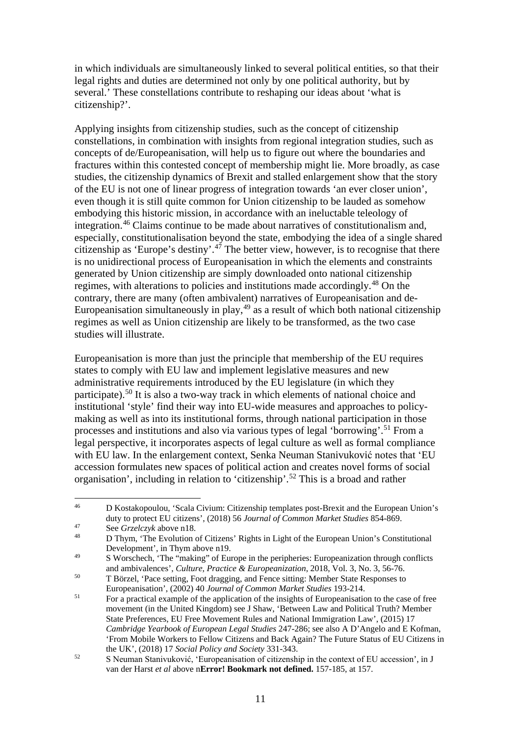in which individuals are simultaneously linked to several political entities, so that their legal rights and duties are determined not only by one political authority, but by several.' These constellations contribute to reshaping our ideas about 'what is citizenship?'.

Applying insights from citizenship studies, such as the concept of citizenship constellations, in combination with insights from regional integration studies, such as concepts of de/Europeanisation, will help us to figure out where the boundaries and fractures within this contested concept of membership might lie. More broadly, as case studies, the citizenship dynamics of Brexit and stalled enlargement show that the story of the EU is not one of linear progress of integration towards 'an ever closer union', even though it is still quite common for Union citizenship to be lauded as somehow embodying this historic mission, in accordance with an ineluctable teleology of integration.[46] Claims continue to be made about narratives of constitutionalism and, especially, constitutionalisation beyond the state, embodying the idea of a single shared citizenship as 'Europe's destiny'.[47] The better view, however, is to recognise that there is no unidirectional process of Europeanisation in which the elements and constraints generated by Union citizenship are simply downloaded onto national citizenship regimes, with alterations to policies and institutions made accordingly.[48] On the contrary, there are many (often ambivalent) narratives of Europeanisation and de-Europeanisation simultaneously in play,[49] as a result of which both national citizenship regimes as well as Union citizenship are likely to be transformed, as the two case studies will illustrate.

Europeanisation is more than just the principle that membership of the EU requires states to comply with EU law and implement legislative measures and new administrative requirements introduced by the EU legislature (in which they participate).[50] It is also a two-way track in which elements of national choice and institutional 'style' find their way into EU-wide measures and approaches to policy-making as well as into its institutional forms, through national participation in those processes and institutions and also via various types of legal 'borrowing'.[51] From a legal perspective, it incorporates aspects of legal culture as well as formal compliance with EU law. In the enlargement context, Senka Neuman Stanivuković notes that 'EU accession formulates new spaces of political action and creates novel forms of social organisation', including in relation to 'citizenship'.[52] This is a broad and rather

---

[46] D Kostakopoulou, 'Scala Civium: Citizenship templates post-Brexit and the European Union's duty to protect EU citizens', (2018) 56 *Journal of Common Market Studies* 854-869.

[47] See *Grzelczyk* above n18.

[48] D Thym, 'The Evolution of Citizens' Rights in Light of the European Union's Constitutional Development', in Thym above n19.

[49] S Worschech, 'The "making" of Europe in the peripheries: Europeanization through conflicts and ambivalences', *Culture, Practice & Europeanization*, 2018, Vol. 3, No. 3, 56-76.

[50] T Börzel, 'Pace setting, Foot dragging, and Fence sitting: Member State Responses to Europeanisation', (2002) 40 *Journal of Common Market Studies* 193-214.

[51] For a practical example of the application of the insights of Europeanisation to the case of free movement (in the United Kingdom) see J Shaw, 'Between Law and Political Truth? Member State Preferences, EU Free Movement Rules and National Immigration Law', (2015) 17 *Cambridge Yearbook of European Legal Studies* 247-286; see also A D'Angelo and E Kofman, 'From Mobile Workers to Fellow Citizens and Back Again? The Future Status of EU Citizens in the UK', (2018) 17 *Social Policy and Society* 331-343.

[52] S Neuman Stanivuković, 'Europeanisation of citizenship in the context of EU accession', in J van der Harst *et al* above n**Error! Bookmark not defined.** 157-185, at 157.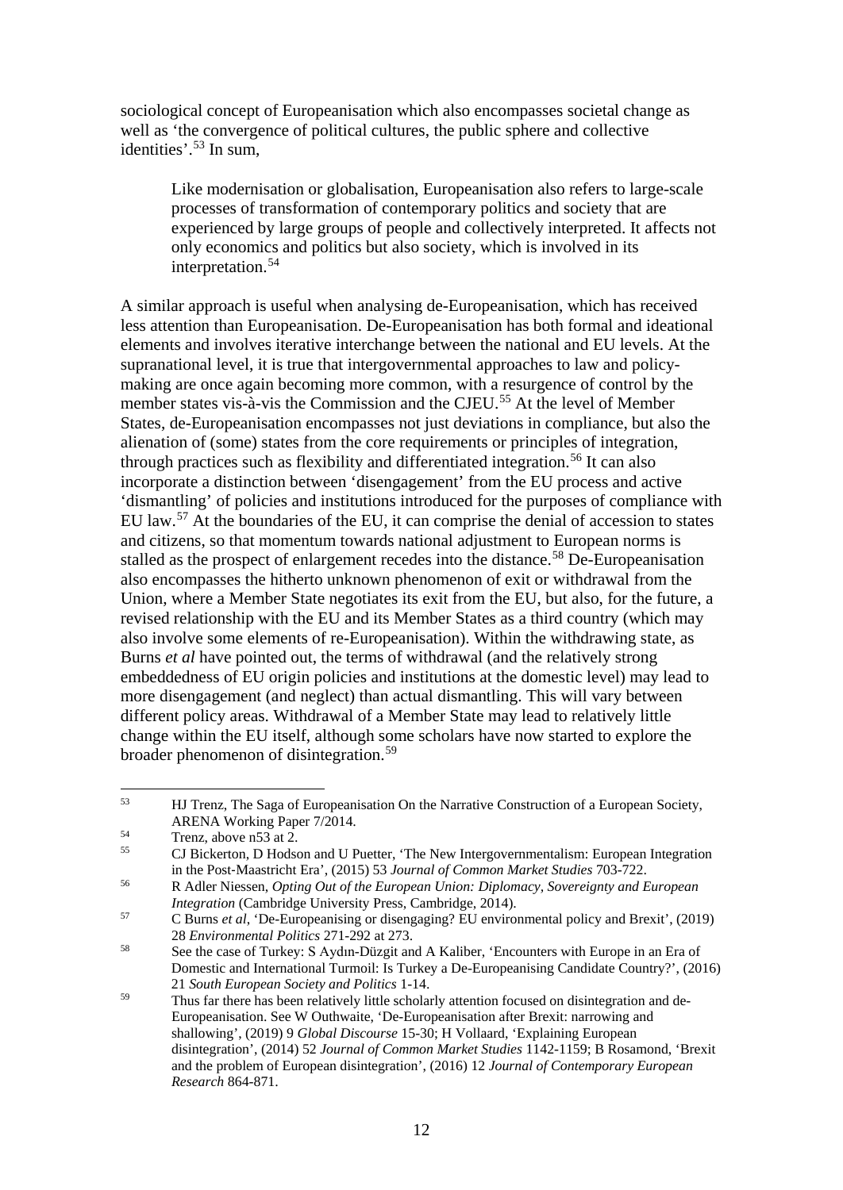sociological concept of Europeanisation which also encompasses societal change as well as 'the convergence of political cultures, the public sphere and collective identities'.[53] In sum,

> Like modernisation or globalisation, Europeanisation also refers to large-scale processes of transformation of contemporary politics and society that are experienced by large groups of people and collectively interpreted. It affects not only economics and politics but also society, which is involved in its interpretation.[54]

A similar approach is useful when analysing de-Europeanisation, which has received less attention than Europeanisation. De-Europeanisation has both formal and ideational elements and involves iterative interchange between the national and EU levels. At the supranational level, it is true that intergovernmental approaches to law and policy-making are once again becoming more common, with a resurgence of control by the member states vis-à-vis the Commission and the CJEU.[55] At the level of Member States, de-Europeanisation encompasses not just deviations in compliance, but also the alienation of (some) states from the core requirements or principles of integration, through practices such as flexibility and differentiated integration.[56] It can also incorporate a distinction between 'disengagement' from the EU process and active 'dismantling' of policies and institutions introduced for the purposes of compliance with EU law.[57] At the boundaries of the EU, it can comprise the denial of accession to states and citizens, so that momentum towards national adjustment to European norms is stalled as the prospect of enlargement recedes into the distance.[58] De-Europeanisation also encompasses the hitherto unknown phenomenon of exit or withdrawal from the Union, where a Member State negotiates its exit from the EU, but also, for the future, a revised relationship with the EU and its Member States as a third country (which may also involve some elements of re-Europeanisation). Within the withdrawing state, as Burns *et al* have pointed out, the terms of withdrawal (and the relatively strong embeddedness of EU origin policies and institutions at the domestic level) may lead to more disengagement (and neglect) than actual dismantling. This will vary between different policy areas. Withdrawal of a Member State may lead to relatively little change within the EU itself, although some scholars have now started to explore the broader phenomenon of disintegration.[59]

---

[53] HJ Trenz, The Saga of Europeanisation On the Narrative Construction of a European Society, ARENA Working Paper 7/2014.

[54] Trenz, above n53 at 2.

[55] CJ Bickerton, D Hodson and U Puetter, 'The New Intergovernmentalism: European Integration in the Post-Maastricht Era', (2015) 53 *Journal of Common Market Studies* 703-722.

[56] R Adler Niessen, *Opting Out of the European Union: Diplomacy, Sovereignty and European Integration* (Cambridge University Press, Cambridge, 2014).

[57] C Burns *et al*, 'De-Europeanising or disengaging? EU environmental policy and Brexit', (2019) 28 *Environmental Politics* 271-292 at 273.

[58] See the case of Turkey: S Aydın-Düzgit and A Kaliber, 'Encounters with Europe in an Era of Domestic and International Turmoil: Is Turkey a De-Europeanising Candidate Country?', (2016) 21 *South European Society and Politics* 1-14.

[59] Thus far there has been relatively little scholarly attention focused on disintegration and de-Europeanisation. See W Outhwaite, 'De-Europeanisation after Brexit: narrowing and shallowing', (2019) 9 *Global Discourse* 15-30; H Vollaard, 'Explaining European disintegration', (2014) 52 *Journal of Common Market Studies* 1142-1159; B Rosamond, 'Brexit and the problem of European disintegration', (2016) 12 *Journal of Contemporary European Research* 864-871.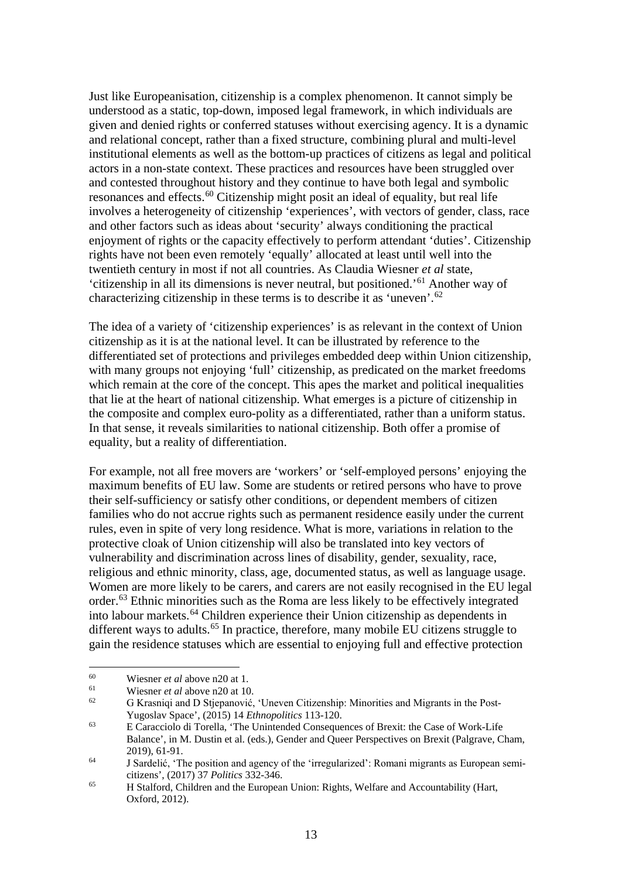Just like Europeanisation, citizenship is a complex phenomenon. It cannot simply be understood as a static, top-down, imposed legal framework, in which individuals are given and denied rights or conferred statuses without exercising agency. It is a dynamic and relational concept, rather than a fixed structure, combining plural and multi-level institutional elements as well as the bottom-up practices of citizens as legal and political actors in a non-state context. These practices and resources have been struggled over and contested throughout history and they continue to have both legal and symbolic resonances and effects.[60] Citizenship might posit an ideal of equality, but real life involves a heterogeneity of citizenship 'experiences', with vectors of gender, class, race and other factors such as ideas about 'security' always conditioning the practical enjoyment of rights or the capacity effectively to perform attendant 'duties'. Citizenship rights have not been even remotely 'equally' allocated at least until well into the twentieth century in most if not all countries. As Claudia Wiesner *et al* state, 'citizenship in all its dimensions is never neutral, but positioned.'[61] Another way of characterizing citizenship in these terms is to describe it as 'uneven'.[62]

The idea of a variety of 'citizenship experiences' is as relevant in the context of Union citizenship as it is at the national level. It can be illustrated by reference to the differentiated set of protections and privileges embedded deep within Union citizenship, with many groups not enjoying 'full' citizenship, as predicated on the market freedoms which remain at the core of the concept. This apes the market and political inequalities that lie at the heart of national citizenship. What emerges is a picture of citizenship in the composite and complex euro-polity as a differentiated, rather than a uniform status. In that sense, it reveals similarities to national citizenship. Both offer a promise of equality, but a reality of differentiation.

For example, not all free movers are 'workers' or 'self-employed persons' enjoying the maximum benefits of EU law. Some are students or retired persons who have to prove their self-sufficiency or satisfy other conditions, or dependent members of citizen families who do not accrue rights such as permanent residence easily under the current rules, even in spite of very long residence. What is more, variations in relation to the protective cloak of Union citizenship will also be translated into key vectors of vulnerability and discrimination across lines of disability, gender, sexuality, race, religious and ethnic minority, class, age, documented status, as well as language usage. Women are more likely to be carers, and carers are not easily recognised in the EU legal order.[63] Ethnic minorities such as the Roma are less likely to be effectively integrated into labour markets.[64] Children experience their Union citizenship as dependents in different ways to adults.[65] In practice, therefore, many mobile EU citizens struggle to gain the residence statuses which are essential to enjoying full and effective protection

---

[60] Wiesner *et al* above n20 at 1.

[61] Wiesner *et al* above n20 at 10.

[62] G Krasniqi and D Stjepanović, 'Uneven Citizenship: Minorities and Migrants in the Post-Yugoslav Space', (2015) 14 *Ethnopolitics* 113-120.

[63] E Caracciolo di Torella, 'The Unintended Consequences of Brexit: the Case of Work-Life Balance', in M. Dustin et al. (eds.), Gender and Queer Perspectives on Brexit (Palgrave, Cham, 2019), 61-91.

[64] J Sardelić, 'The position and agency of the 'irregularized': Romani migrants as European semi-citizens', (2017) 37 *Politics* 332-346.

[65] H Stalford, Children and the European Union: Rights, Welfare and Accountability (Hart, Oxford, 2012).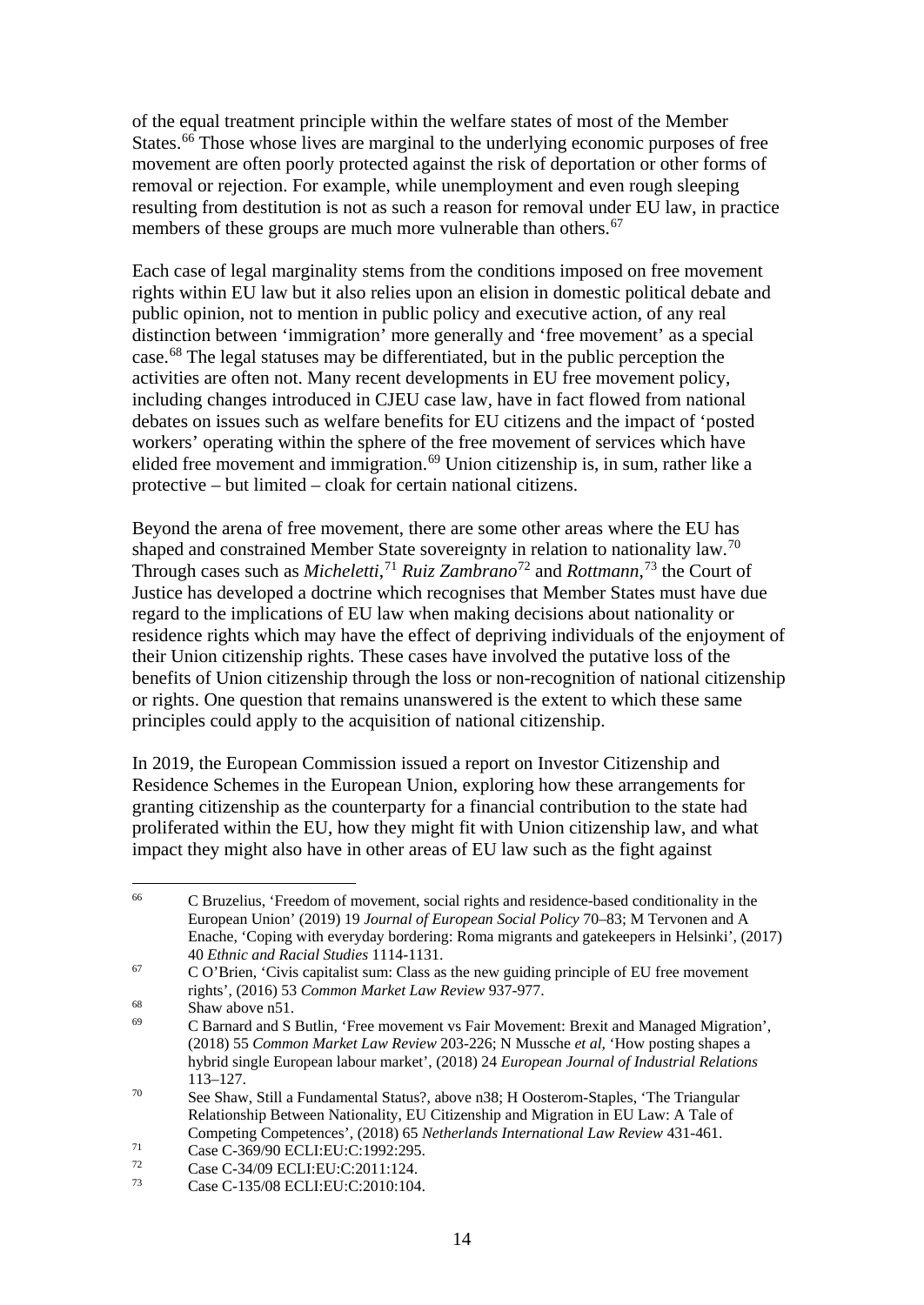of the equal treatment principle within the welfare states of most of the Member States.[66] Those whose lives are marginal to the underlying economic purposes of free movement are often poorly protected against the risk of deportation or other forms of removal or rejection. For example, while unemployment and even rough sleeping resulting from destitution is not as such a reason for removal under EU law, in practice members of these groups are much more vulnerable than others.[67]

Each case of legal marginality stems from the conditions imposed on free movement rights within EU law but it also relies upon an elision in domestic political debate and public opinion, not to mention in public policy and executive action, of any real distinction between 'immigration' more generally and 'free movement' as a special case.[68] The legal statuses may be differentiated, but in the public perception the activities are often not. Many recent developments in EU free movement policy, including changes introduced in CJEU case law, have in fact flowed from national debates on issues such as welfare benefits for EU citizens and the impact of 'posted workers' operating within the sphere of the free movement of services which have elided free movement and immigration.[69] Union citizenship is, in sum, rather like a protective – but limited – cloak for certain national citizens.

Beyond the arena of free movement, there are some other areas where the EU has shaped and constrained Member State sovereignty in relation to nationality law.[70] Through cases such as *Micheletti*,[71] *Ruiz Zambrano*[72] and *Rottmann*,[73] the Court of Justice has developed a doctrine which recognises that Member States must have due regard to the implications of EU law when making decisions about nationality or residence rights which may have the effect of depriving individuals of the enjoyment of their Union citizenship rights. These cases have involved the putative loss of the benefits of Union citizenship through the loss or non-recognition of national citizenship or rights. One question that remains unanswered is the extent to which these same principles could apply to the acquisition of national citizenship.

In 2019, the European Commission issued a report on Investor Citizenship and Residence Schemes in the European Union, exploring how these arrangements for granting citizenship as the counterparty for a financial contribution to the state had proliferated within the EU, how they might fit with Union citizenship law, and what impact they might also have in other areas of EU law such as the fight against

---

[66] C Bruzelius, 'Freedom of movement, social rights and residence-based conditionality in the European Union' (2019) 19 *Journal of European Social Policy* 70–83; M Tervonen and A Enache, 'Coping with everyday bordering: Roma migrants and gatekeepers in Helsinki', (2017) 40 *Ethnic and Racial Studies* 1114-1131.

[67] C O'Brien, 'Civis capitalist sum: Class as the new guiding principle of EU free movement rights', (2016) 53 *Common Market Law Review* 937-977.

[68] Shaw above n51.

[69] C Barnard and S Butlin, 'Free movement vs Fair Movement: Brexit and Managed Migration', (2018) 55 *Common Market Law Review* 203-226; N Mussche *et al*, 'How posting shapes a hybrid single European labour market', (2018) 24 *European Journal of Industrial Relations* 113–127.

[70] See Shaw, Still a Fundamental Status?, above n38; H Oosterom-Staples, 'The Triangular Relationship Between Nationality, EU Citizenship and Migration in EU Law: A Tale of Competing Competences', (2018) 65 *Netherlands International Law Review* 431-461.

[71] Case C-369/90 ECLI:EU:C:1992:295.

[72] Case C-34/09 ECLI:EU:C:2011:124.

[73] Case C-135/08 ECLI:EU:C:2010:104.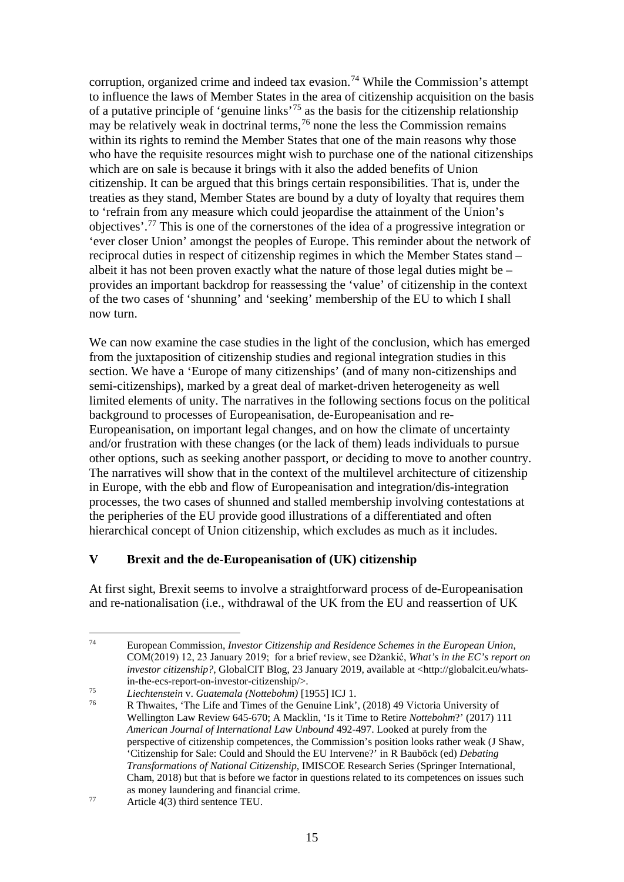corruption, organized crime and indeed tax evasion.[74] While the Commission's attempt to influence the laws of Member States in the area of citizenship acquisition on the basis of a putative principle of 'genuine links'[75] as the basis for the citizenship relationship may be relatively weak in doctrinal terms,[76] none the less the Commission remains within its rights to remind the Member States that one of the main reasons why those who have the requisite resources might wish to purchase one of the national citizenships which are on sale is because it brings with it also the added benefits of Union citizenship. It can be argued that this brings certain responsibilities. That is, under the treaties as they stand, Member States are bound by a duty of loyalty that requires them to 'refrain from any measure which could jeopardise the attainment of the Union's objectives'.[77] This is one of the cornerstones of the idea of a progressive integration or 'ever closer Union' amongst the peoples of Europe. This reminder about the network of reciprocal duties in respect of citizenship regimes in which the Member States stand – albeit it has not been proven exactly what the nature of those legal duties might be – provides an important backdrop for reassessing the 'value' of citizenship in the context of the two cases of 'shunning' and 'seeking' membership of the EU to which I shall now turn.

We can now examine the case studies in the light of the conclusion, which has emerged from the juxtaposition of citizenship studies and regional integration studies in this section. We have a 'Europe of many citizenships' (and of many non-citizenships and semi-citizenships), marked by a great deal of market-driven heterogeneity as well limited elements of unity. The narratives in the following sections focus on the political background to processes of Europeanisation, de-Europeanisation and re-Europeanisation, on important legal changes, and on how the climate of uncertainty and/or frustration with these changes (or the lack of them) leads individuals to pursue other options, such as seeking another passport, or deciding to move to another country. The narratives will show that in the context of the multilevel architecture of citizenship in Europe, with the ebb and flow of Europeanisation and integration/dis-integration processes, the two cases of shunned and stalled membership involving contestations at the peripheries of the EU provide good illustrations of a differentiated and often hierarchical concept of Union citizenship, which excludes as much as it includes.

## V Brexit and the de-Europeanisation of (UK) citizenship

At first sight, Brexit seems to involve a straightforward process of de-Europeanisation and re-nationalisation (i.e., withdrawal of the UK from the EU and reassertion of UK

---

[74] European Commission, *Investor Citizenship and Residence Schemes in the European Union*, COM(2019) 12, 23 January 2019; for a brief review, see Džankić, *What's in the EC's report on investor citizenship?*, GlobalCIT Blog, 23 January 2019, available at <http://globalcit.eu/whats-in-the-ecs-report-on-investor-citizenship/>.

[75] *Liechtenstein* v. *Guatemala (Nottebohm)* [1955] ICJ 1.

[76] R Thwaites, 'The Life and Times of the Genuine Link', (2018) 49 Victoria University of Wellington Law Review 645-670; A Macklin, 'Is it Time to Retire *Nottebohm*?' (2017) 111 *American Journal of International Law Unbound* 492-497. Looked at purely from the perspective of citizenship competences, the Commission's position looks rather weak (J Shaw, 'Citizenship for Sale: Could and Should the EU Intervene?' in R Bauböck (ed) *Debating Transformations of National Citizenship*, IMISCOE Research Series (Springer International, Cham, 2018) but that is before we factor in questions related to its competences on issues such as money laundering and financial crime.

[77] Article 4(3) third sentence TEU.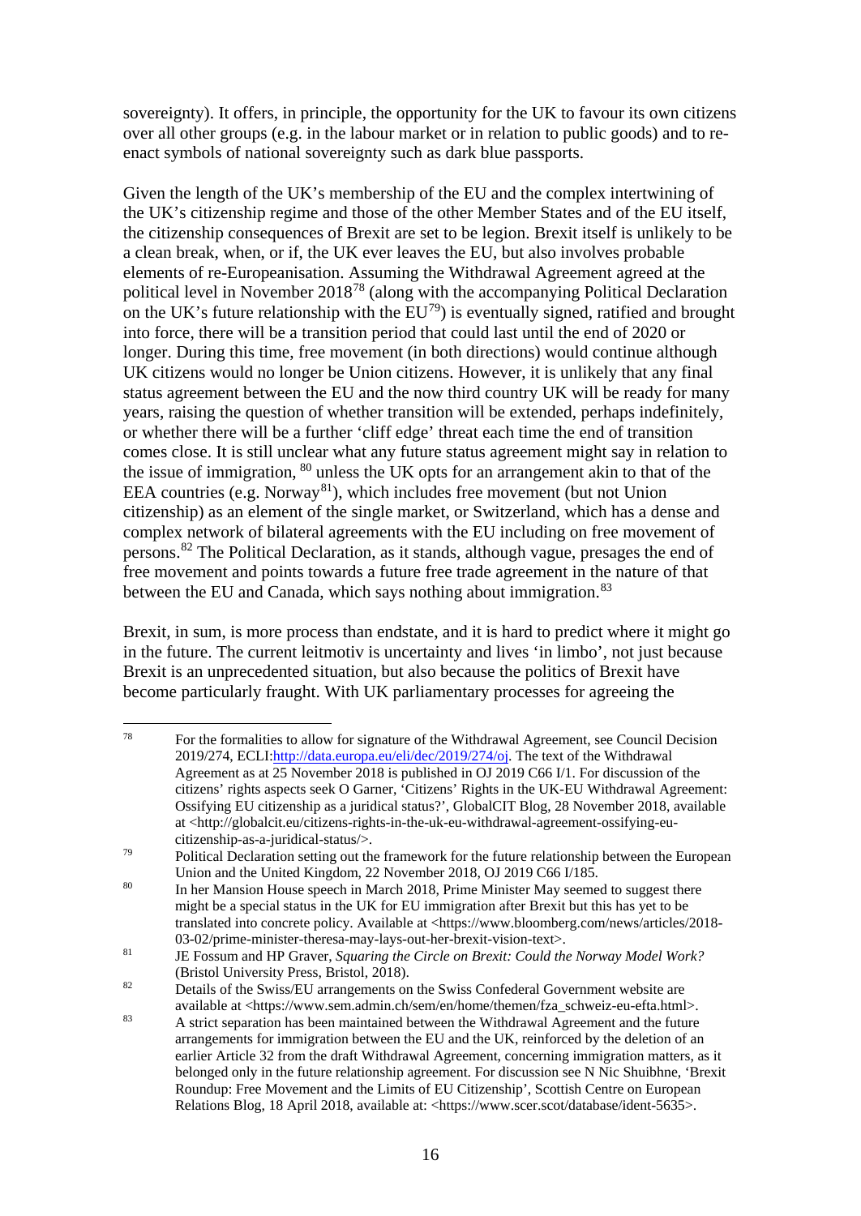sovereignty). It offers, in principle, the opportunity for the UK to favour its own citizens over all other groups (e.g. in the labour market or in relation to public goods) and to re-enact symbols of national sovereignty such as dark blue passports.

Given the length of the UK's membership of the EU and the complex intertwining of the UK's citizenship regime and those of the other Member States and of the EU itself, the citizenship consequences of Brexit are set to be legion. Brexit itself is unlikely to be a clean break, when, or if, the UK ever leaves the EU, but also involves probable elements of re-Europeanisation. Assuming the Withdrawal Agreement agreed at the political level in November 2018[78] (along with the accompanying Political Declaration on the UK's future relationship with the EU[79]) is eventually signed, ratified and brought into force, there will be a transition period that could last until the end of 2020 or longer. During this time, free movement (in both directions) would continue although UK citizens would no longer be Union citizens. However, it is unlikely that any final status agreement between the EU and the now third country UK will be ready for many years, raising the question of whether transition will be extended, perhaps indefinitely, or whether there will be a further 'cliff edge' threat each time the end of transition comes close. It is still unclear what any future status agreement might say in relation to the issue of immigration, [80] unless the UK opts for an arrangement akin to that of the EEA countries (e.g. Norway[81]), which includes free movement (but not Union citizenship) as an element of the single market, or Switzerland, which has a dense and complex network of bilateral agreements with the EU including on free movement of persons.[82] The Political Declaration, as it stands, although vague, presages the end of free movement and points towards a future free trade agreement in the nature of that between the EU and Canada, which says nothing about immigration.[83]

Brexit, in sum, is more process than endstate, and it is hard to predict where it might go in the future. The current leitmotiv is uncertainty and lives 'in limbo', not just because Brexit is an unprecedented situation, but also because the politics of Brexit have become particularly fraught. With UK parliamentary processes for agreeing the

---

[78] For the formalities to allow for signature of the Withdrawal Agreement, see Council Decision 2019/274, ECLI:http://data.europa.eu/eli/dec/2019/274/oj. The text of the Withdrawal Agreement as at 25 November 2018 is published in OJ 2019 C66 I/1. For discussion of the citizens' rights aspects seek O Garner, 'Citizens' Rights in the UK-EU Withdrawal Agreement: Ossifying EU citizenship as a juridical status?', GlobalCIT Blog, 28 November 2018, available at <http://globalcit.eu/citizens-rights-in-the-uk-eu-withdrawal-agreement-ossifying-eu-citizenship-as-a-juridical-status/>.

[79] Political Declaration setting out the framework for the future relationship between the European Union and the United Kingdom, 22 November 2018, OJ 2019 C66 I/185.

[80] In her Mansion House speech in March 2018, Prime Minister May seemed to suggest there might be a special status in the UK for EU immigration after Brexit but this has yet to be translated into concrete policy. Available at <https://www.bloomberg.com/news/articles/2018-03-02/prime-minister-theresa-may-lays-out-her-brexit-vision-text>.

[81] JE Fossum and HP Graver, *Squaring the Circle on Brexit: Could the Norway Model Work?* (Bristol University Press, Bristol, 2018).

[82] Details of the Swiss/EU arrangements on the Swiss Confederal Government website are available at <https://www.sem.admin.ch/sem/en/home/themen/fza_schweiz-eu-efta.html>.

[83] A strict separation has been maintained between the Withdrawal Agreement and the future arrangements for immigration between the EU and the UK, reinforced by the deletion of an earlier Article 32 from the draft Withdrawal Agreement, concerning immigration matters, as it belonged only in the future relationship agreement. For discussion see N Nic Shuibhne, 'Brexit Roundup: Free Movement and the Limits of EU Citizenship', Scottish Centre on European Relations Blog, 18 April 2018, available at: <https://www.scer.scot/database/ident-5635>.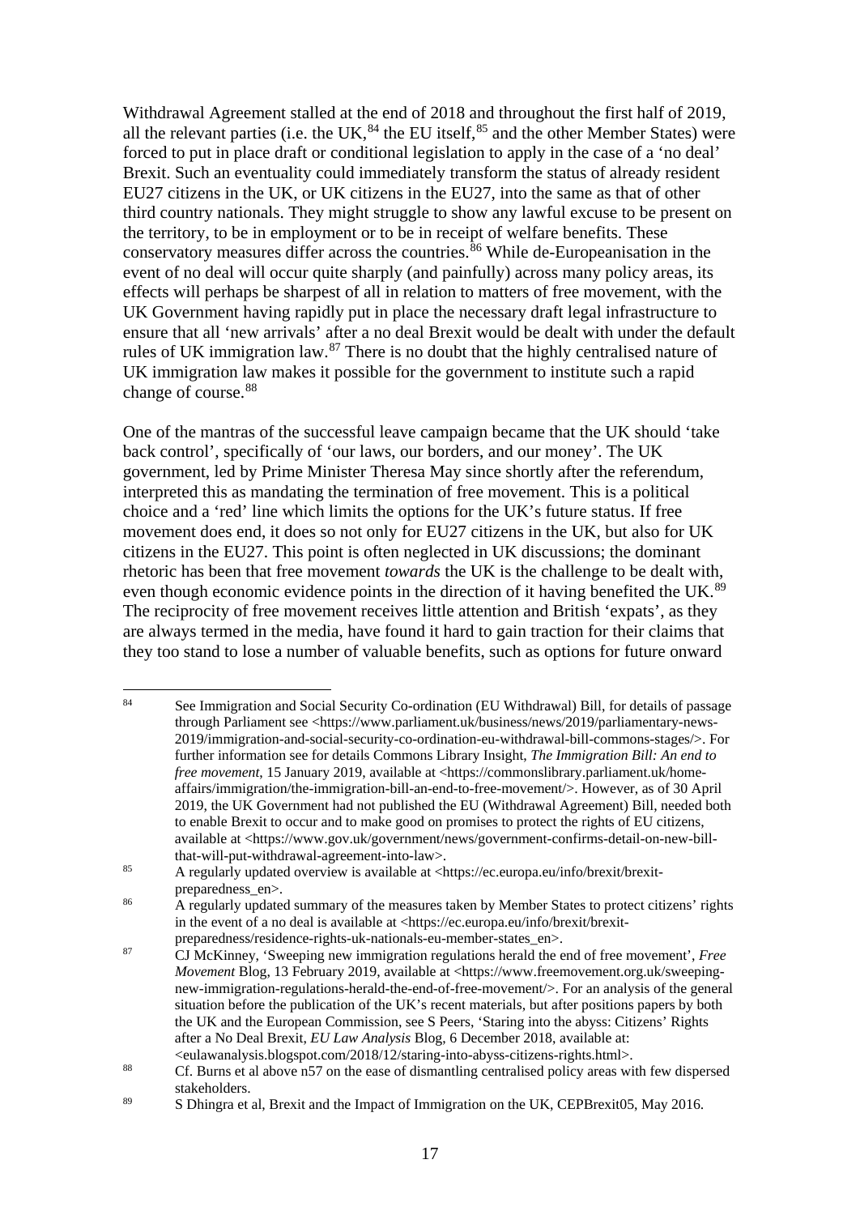Withdrawal Agreement stalled at the end of 2018 and throughout the first half of 2019, all the relevant parties (i.e. the UK,[84] the EU itself,[85] and the other Member States) were forced to put in place draft or conditional legislation to apply in the case of a 'no deal' Brexit. Such an eventuality could immediately transform the status of already resident EU27 citizens in the UK, or UK citizens in the EU27, into the same as that of other third country nationals. They might struggle to show any lawful excuse to be present on the territory, to be in employment or to be in receipt of welfare benefits. These conservatory measures differ across the countries.[86] While de-Europeanisation in the event of no deal will occur quite sharply (and painfully) across many policy areas, its effects will perhaps be sharpest of all in relation to matters of free movement, with the UK Government having rapidly put in place the necessary draft legal infrastructure to ensure that all 'new arrivals' after a no deal Brexit would be dealt with under the default rules of UK immigration law.[87] There is no doubt that the highly centralised nature of UK immigration law makes it possible for the government to institute such a rapid change of course.[88]

One of the mantras of the successful leave campaign became that the UK should 'take back control', specifically of 'our laws, our borders, and our money'. The UK government, led by Prime Minister Theresa May since shortly after the referendum, interpreted this as mandating the termination of free movement. This is a political choice and a 'red' line which limits the options for the UK's future status. If free movement does end, it does so not only for EU27 citizens in the UK, but also for UK citizens in the EU27. This point is often neglected in UK discussions; the dominant rhetoric has been that free movement *towards* the UK is the challenge to be dealt with, even though economic evidence points in the direction of it having benefited the UK.[89] The reciprocity of free movement receives little attention and British 'expats', as they are always termed in the media, have found it hard to gain traction for their claims that they too stand to lose a number of valuable benefits, such as options for future onward

---

[84] See Immigration and Social Security Co-ordination (EU Withdrawal) Bill, for details of passage through Parliament see <https://www.parliament.uk/business/news/2019/parliamentary-news-2019/immigration-and-social-security-co-ordination-eu-withdrawal-bill-commons-stages/>. For further information see for details Commons Library Insight, *The Immigration Bill: An end to free movement*, 15 January 2019, available at <https://commonslibrary.parliament.uk/home-affairs/immigration/the-immigration-bill-an-end-to-free-movement/>. However, as of 30 April 2019, the UK Government had not published the EU (Withdrawal Agreement) Bill, needed both to enable Brexit to occur and to make good on promises to protect the rights of EU citizens, available at <https://www.gov.uk/government/news/government-confirms-detail-on-new-bill-that-will-put-withdrawal-agreement-into-law>.

[85] A regularly updated overview is available at <https://ec.europa.eu/info/brexit/brexit-preparedness_en>.

[86] A regularly updated summary of the measures taken by Member States to protect citizens' rights in the event of a no deal is available at <https://ec.europa.eu/info/brexit/brexit-preparedness/residence-rights-uk-nationals-eu-member-states_en>.

[87] CJ McKinney, 'Sweeping new immigration regulations herald the end of free movement', *Free Movement* Blog, 13 February 2019, available at <https://www.freemovement.org.uk/sweeping-new-immigration-regulations-herald-the-end-of-free-movement/>. For an analysis of the general situation before the publication of the UK's recent materials, but after positions papers by both the UK and the European Commission, see S Peers, 'Staring into the abyss: Citizens' Rights after a No Deal Brexit, *EU Law Analysis* Blog, 6 December 2018, available at: <eulawanalysis.blogspot.com/2018/12/staring-into-abyss-citizens-rights.html>.

[88] Cf. Burns et al above n57 on the ease of dismantling centralised policy areas with few dispersed stakeholders.

[89] S Dhingra et al, Brexit and the Impact of Immigration on the UK, CEPBrexit05, May 2016.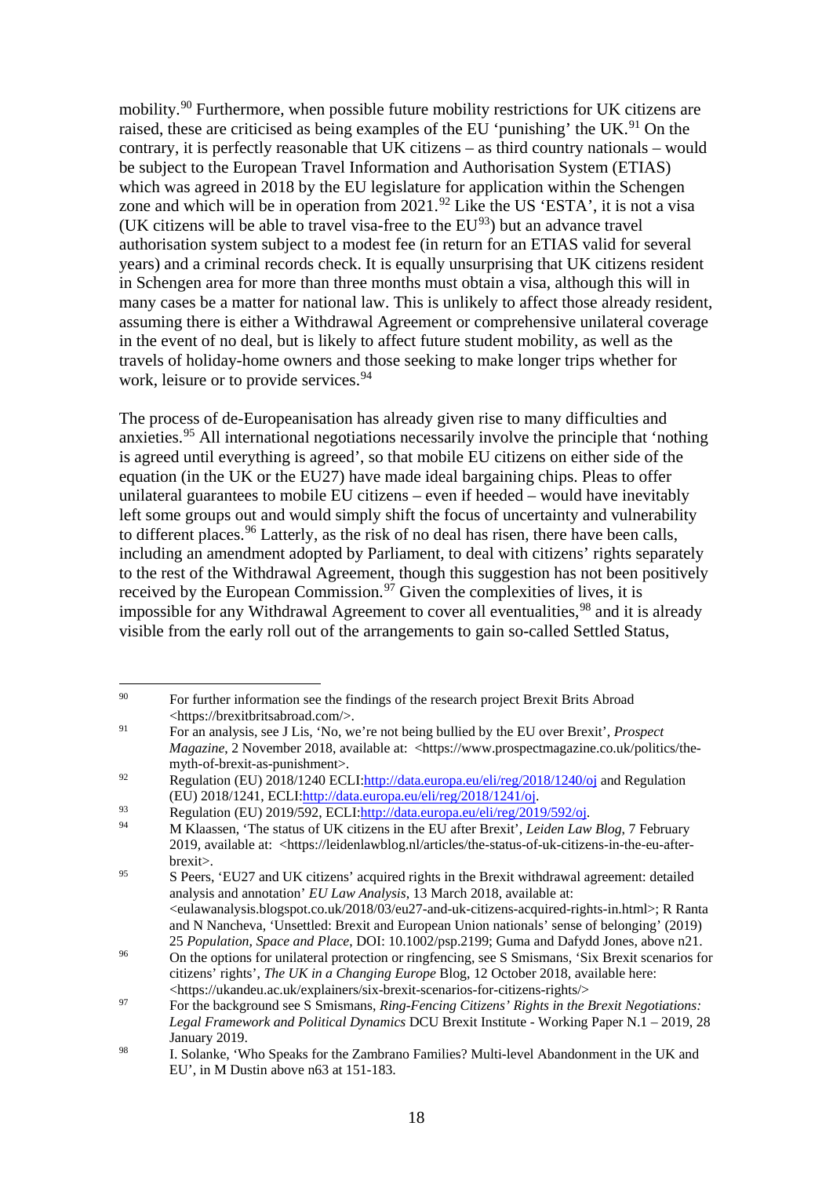mobility.[90] Furthermore, when possible future mobility restrictions for UK citizens are raised, these are criticised as being examples of the EU 'punishing' the UK.[91] On the contrary, it is perfectly reasonable that UK citizens – as third country nationals – would be subject to the European Travel Information and Authorisation System (ETIAS) which was agreed in 2018 by the EU legislature for application within the Schengen zone and which will be in operation from 2021.[92] Like the US 'ESTA', it is not a visa (UK citizens will be able to travel visa-free to the EU[93]) but an advance travel authorisation system subject to a modest fee (in return for an ETIAS valid for several years) and a criminal records check. It is equally unsurprising that UK citizens resident in Schengen area for more than three months must obtain a visa, although this will in many cases be a matter for national law. This is unlikely to affect those already resident, assuming there is either a Withdrawal Agreement or comprehensive unilateral coverage in the event of no deal, but is likely to affect future student mobility, as well as the travels of holiday-home owners and those seeking to make longer trips whether for work, leisure or to provide services.[94]

The process of de-Europeanisation has already given rise to many difficulties and anxieties.[95] All international negotiations necessarily involve the principle that 'nothing is agreed until everything is agreed', so that mobile EU citizens on either side of the equation (in the UK or the EU27) have made ideal bargaining chips. Pleas to offer unilateral guarantees to mobile EU citizens – even if heeded – would have inevitably left some groups out and would simply shift the focus of uncertainty and vulnerability to different places.[96] Latterly, as the risk of no deal has risen, there have been calls, including an amendment adopted by Parliament, to deal with citizens' rights separately to the rest of the Withdrawal Agreement, though this suggestion has not been positively received by the European Commission.[97] Given the complexities of lives, it is impossible for any Withdrawal Agreement to cover all eventualities,[98] and it is already visible from the early roll out of the arrangements to gain so-called Settled Status,

---

[90] For further information see the findings of the research project Brexit Brits Abroad <https://brexitbritsabroad.com/>.

[91] For an analysis, see J Lis, 'No, we're not being bullied by the EU over Brexit', *Prospect Magazine*, 2 November 2018, available at: <https://www.prospectmagazine.co.uk/politics/the-myth-of-brexit-as-punishment>.

[92] Regulation (EU) 2018/1240 ECLI:http://data.europa.eu/eli/reg/2018/1240/oj and Regulation (EU) 2018/1241, ECLI:http://data.europa.eu/eli/reg/2018/1241/oj.

[93] Regulation (EU) 2019/592, ECLI:http://data.europa.eu/eli/reg/2019/592/oj.

[94] M Klaassen, 'The status of UK citizens in the EU after Brexit', *Leiden Law Blog*, 7 February 2019, available at: <https://leidenlawblog.nl/articles/the-status-of-uk-citizens-in-the-eu-after-brexit>.

[95] S Peers, 'EU27 and UK citizens' acquired rights in the Brexit withdrawal agreement: detailed analysis and annotation' *EU Law Analysis*, 13 March 2018, available at: <eulawanalysis.blogspot.co.uk/2018/03/eu27-and-uk-citizens-acquired-rights-in.html>; R Ranta and N Nancheva, 'Unsettled: Brexit and European Union nationals' sense of belonging' (2019) 25 *Population, Space and Place*, DOI: 10.1002/psp.2199; Guma and Dafydd Jones, above n21.

[96] On the options for unilateral protection or ringfencing, see S Smismans, 'Six Brexit scenarios for citizens' rights', *The UK in a Changing Europe* Blog, 12 October 2018, available here: <https://ukandeu.ac.uk/explainers/six-brexit-scenarios-for-citizens-rights/>

[97] For the background see S Smismans, *Ring-Fencing Citizens' Rights in the Brexit Negotiations: Legal Framework and Political Dynamics* DCU Brexit Institute - Working Paper N.1 – 2019, 28 January 2019.

[98] I. Solanke, 'Who Speaks for the Zambrano Families? Multi-level Abandonment in the UK and EU', in M Dustin above n63 at 151-183.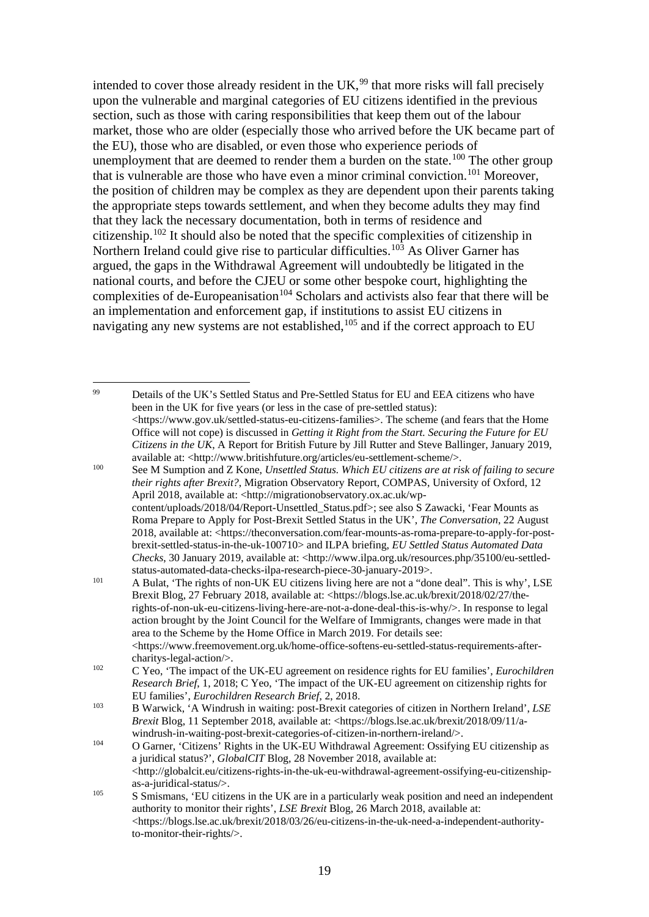intended to cover those already resident in the UK,[99] that more risks will fall precisely upon the vulnerable and marginal categories of EU citizens identified in the previous section, such as those with caring responsibilities that keep them out of the labour market, those who are older (especially those who arrived before the UK became part of the EU), those who are disabled, or even those who experience periods of unemployment that are deemed to render them a burden on the state.[100] The other group that is vulnerable are those who have even a minor criminal conviction.[101] Moreover, the position of children may be complex as they are dependent upon their parents taking the appropriate steps towards settlement, and when they become adults they may find that they lack the necessary documentation, both in terms of residence and citizenship.[102] It should also be noted that the specific complexities of citizenship in Northern Ireland could give rise to particular difficulties.[103] As Oliver Garner has argued, the gaps in the Withdrawal Agreement will undoubtedly be litigated in the national courts, and before the CJEU or some other bespoke court, highlighting the complexities of de-Europeanisation[104] Scholars and activists also fear that there will be an implementation and enforcement gap, if institutions to assist EU citizens in navigating any new systems are not established,[105] and if the correct approach to EU

---

[99] Details of the UK's Settled Status and Pre-Settled Status for EU and EEA citizens who have been in the UK for five years (or less in the case of pre-settled status): <https://www.gov.uk/settled-status-eu-citizens-families>. The scheme (and fears that the Home Office will not cope) is discussed in *Getting it Right from the Start. Securing the Future for EU Citizens in the UK*, A Report for British Future by Jill Rutter and Steve Ballinger, January 2019, available at: <http://www.britishfuture.org/articles/eu-settlement-scheme/>.

[100] See M Sumption and Z Kone, *Unsettled Status. Which EU citizens are at risk of failing to secure their rights after Brexit?*, Migration Observatory Report, COMPAS, University of Oxford, 12 April 2018, available at: <http://migrationobservatory.ox.ac.uk/wp-content/uploads/2018/04/Report-Unsettled_Status.pdf>; see also S Zawacki, 'Fear Mounts as Roma Prepare to Apply for Post-Brexit Settled Status in the UK', *The Conversation*, 22 August 2018, available at: <https://theconversation.com/fear-mounts-as-roma-prepare-to-apply-for-post-brexit-settled-status-in-the-uk-100710> and ILPA briefing, *EU Settled Status Automated Data Checks*, 30 January 2019, available at: <http://www.ilpa.org.uk/resources.php/35100/eu-settled-status-automated-data-checks-ilpa-research-piece-30-january-2019>.

[101] A Bulat, 'The rights of non-UK EU citizens living here are not a "done deal". This is why', LSE Brexit Blog, 27 February 2018, available at: <https://blogs.lse.ac.uk/brexit/2018/02/27/the-rights-of-non-uk-eu-citizens-living-here-are-not-a-done-deal-this-is-why/>. In response to legal action brought by the Joint Council for the Welfare of Immigrants, changes were made in that area to the Scheme by the Home Office in March 2019. For details see: <https://www.freemovement.org.uk/home-office-softens-eu-settled-status-requirements-after-charitys-legal-action/>.

[102] C Yeo, 'The impact of the UK-EU agreement on residence rights for EU families', *Eurochildren Research Brief*, 1, 2018; C Yeo, 'The impact of the UK-EU agreement on citizenship rights for EU families', *Eurochildren Research Brief*, 2, 2018.

[103] B Warwick, 'A Windrush in waiting: post-Brexit categories of citizen in Northern Ireland', *LSE Brexit* Blog, 11 September 2018, available at: <https://blogs.lse.ac.uk/brexit/2018/09/11/a-windrush-in-waiting-post-brexit-categories-of-citizen-in-northern-ireland/>.

[104] O Garner, 'Citizens' Rights in the UK-EU Withdrawal Agreement: Ossifying EU citizenship as a juridical status?', *GlobalCIT* Blog, 28 November 2018, available at: <http://globalcit.eu/citizens-rights-in-the-uk-eu-withdrawal-agreement-ossifying-eu-citizenship-as-a-juridical-status/>.

[105] S Smismans, 'EU citizens in the UK are in a particularly weak position and need an independent authority to monitor their rights', *LSE Brexit* Blog, 26 March 2018, available at: <https://blogs.lse.ac.uk/brexit/2018/03/26/eu-citizens-in-the-uk-need-a-independent-authority-to-monitor-their-rights/>.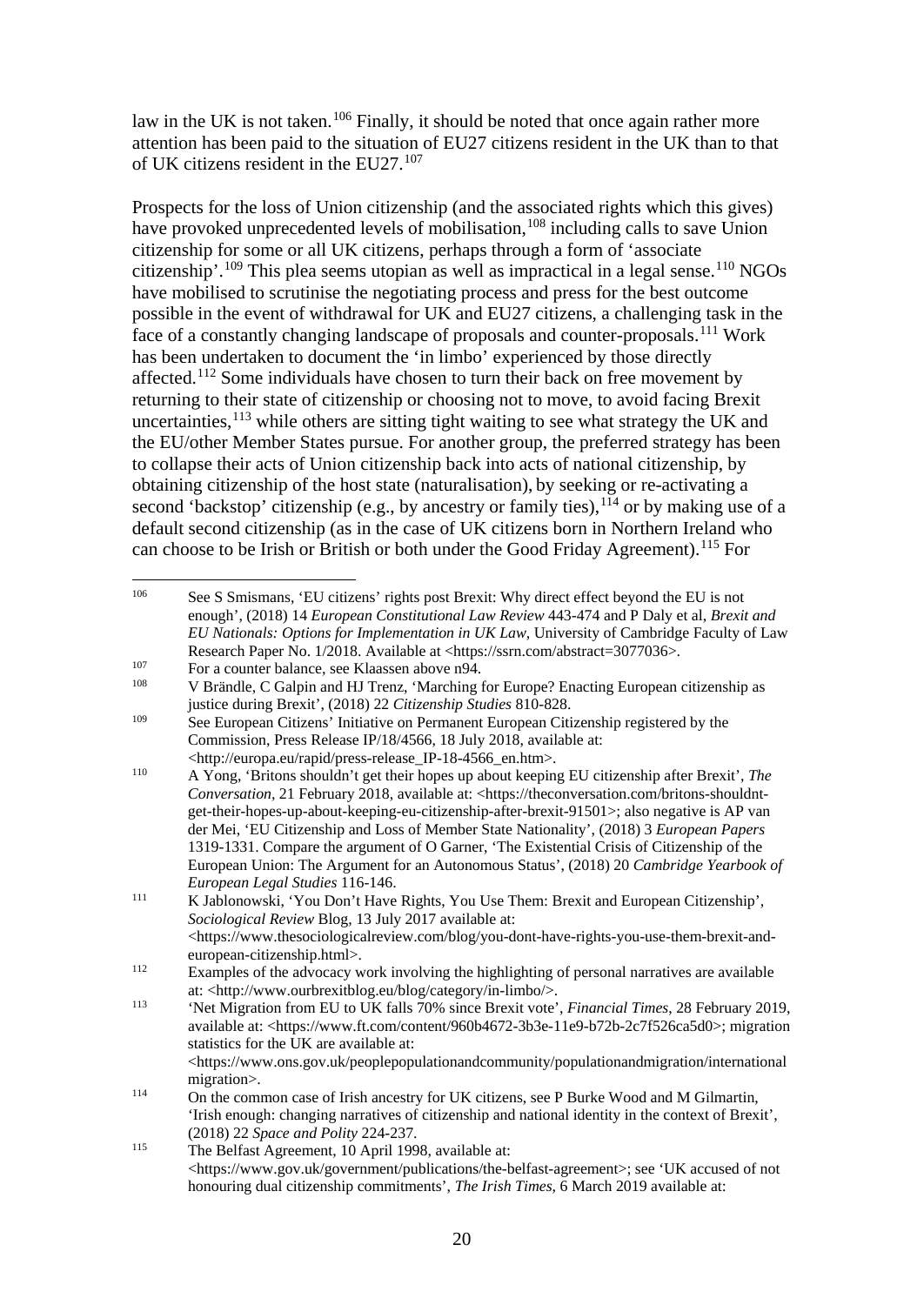law in the UK is not taken.[106] Finally, it should be noted that once again rather more attention has been paid to the situation of EU27 citizens resident in the UK than to that of UK citizens resident in the EU27.[107]

Prospects for the loss of Union citizenship (and the associated rights which this gives) have provoked unprecedented levels of mobilisation,[108] including calls to save Union citizenship for some or all UK citizens, perhaps through a form of 'associate citizenship'.[109] This plea seems utopian as well as impractical in a legal sense.[110] NGOs have mobilised to scrutinise the negotiating process and press for the best outcome possible in the event of withdrawal for UK and EU27 citizens, a challenging task in the face of a constantly changing landscape of proposals and counter-proposals.[111] Work has been undertaken to document the 'in limbo' experienced by those directly affected.[112] Some individuals have chosen to turn their back on free movement by returning to their state of citizenship or choosing not to move, to avoid facing Brexit uncertainties,[113] while others are sitting tight waiting to see what strategy the UK and the EU/other Member States pursue. For another group, the preferred strategy has been to collapse their acts of Union citizenship back into acts of national citizenship, by obtaining citizenship of the host state (naturalisation), by seeking or re-activating a second 'backstop' citizenship (e.g., by ancestry or family ties),[114] or by making use of a default second citizenship (as in the case of UK citizens born in Northern Ireland who can choose to be Irish or British or both under the Good Friday Agreement).[115] For

---

[106] See S Smismans, 'EU citizens' rights post Brexit: Why direct effect beyond the EU is not enough', (2018) 14 *European Constitutional Law Review* 443-474 and P Daly et al, *Brexit and EU Nationals: Options for Implementation in UK Law*, University of Cambridge Faculty of Law Research Paper No. 1/2018. Available at <https://ssrn.com/abstract=3077036>.

[107] For a counter balance, see Klaassen above n94.

[108] V Brändle, C Galpin and HJ Trenz, 'Marching for Europe? Enacting European citizenship as justice during Brexit', (2018) 22 *Citizenship Studies* 810-828.

[109] See European Citizens' Initiative on Permanent European Citizenship registered by the Commission, Press Release IP/18/4566, 18 July 2018, available at: <http://europa.eu/rapid/press-release_IP-18-4566_en.htm>.

[110] A Yong, 'Britons shouldn't get their hopes up about keeping EU citizenship after Brexit', *The Conversation*, 21 February 2018, available at: <https://theconversation.com/britons-shouldnt-get-their-hopes-up-about-keeping-eu-citizenship-after-brexit-91501>; also negative is AP van der Mei, 'EU Citizenship and Loss of Member State Nationality', (2018) 3 *European Papers* 1319-1331. Compare the argument of O Garner, 'The Existential Crisis of Citizenship of the European Union: The Argument for an Autonomous Status', (2018) 20 *Cambridge Yearbook of European Legal Studies* 116-146.

[111] K Jablonowski, 'You Don't Have Rights, You Use Them: Brexit and European Citizenship', *Sociological Review* Blog, 13 July 2017 available at: <https://www.thesociologicalreview.com/blog/you-dont-have-rights-you-use-them-brexit-and-european-citizenship.html>.

[112] Examples of the advocacy work involving the highlighting of personal narratives are available at: <http://www.ourbrexitblog.eu/blog/category/in-limbo/>.

[113] 'Net Migration from EU to UK falls 70% since Brexit vote', *Financial Times*, 28 February 2019, available at: <https://www.ft.com/content/960b4672-3b3e-11e9-b72b-2c7f526ca5d0>; migration statistics for the UK are available at: <https://www.ons.gov.uk/peoplepopulationandcommunity/populationandmigration/internationalmigration>.

[114] On the common case of Irish ancestry for UK citizens, see P Burke Wood and M Gilmartin, 'Irish enough: changing narratives of citizenship and national identity in the context of Brexit', (2018) 22 *Space and Polity* 224-237.

[115] The Belfast Agreement, 10 April 1998, available at: <https://www.gov.uk/government/publications/the-belfast-agreement>; see 'UK accused of not honouring dual citizenship commitments', *The Irish Times*, 6 March 2019 available at: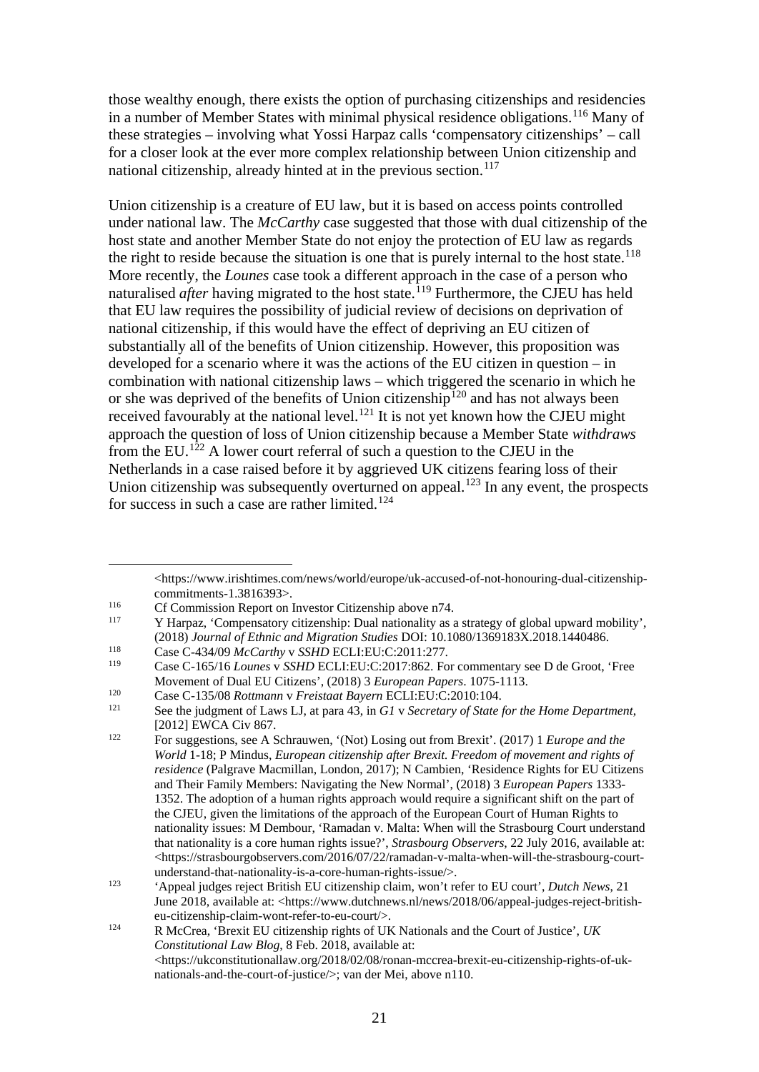those wealthy enough, there exists the option of purchasing citizenships and residencies in a number of Member States with minimal physical residence obligations.[116] Many of these strategies – involving what Yossi Harpaz calls 'compensatory citizenships' – call for a closer look at the ever more complex relationship between Union citizenship and national citizenship, already hinted at in the previous section.[117]

Union citizenship is a creature of EU law, but it is based on access points controlled under national law. The *McCarthy* case suggested that those with dual citizenship of the host state and another Member State do not enjoy the protection of EU law as regards the right to reside because the situation is one that is purely internal to the host state.[118] More recently, the *Lounes* case took a different approach in the case of a person who naturalised *after* having migrated to the host state.[119] Furthermore, the CJEU has held that EU law requires the possibility of judicial review of decisions on deprivation of national citizenship, if this would have the effect of depriving an EU citizen of substantially all of the benefits of Union citizenship. However, this proposition was developed for a scenario where it was the actions of the EU citizen in question – in combination with national citizenship laws – which triggered the scenario in which he or she was deprived of the benefits of Union citizenship[120] and has not always been received favourably at the national level.[121] It is not yet known how the CJEU might approach the question of loss of Union citizenship because a Member State *withdraws* from the EU.[122] A lower court referral of such a question to the CJEU in the Netherlands in a case raised before it by aggrieved UK citizens fearing loss of their Union citizenship was subsequently overturned on appeal.[123] In any event, the prospects for success in such a case are rather limited.[124]

---

<https://www.irishtimes.com/news/world/europe/uk-accused-of-not-honouring-dual-citizenship-commitments-1.3816393>.

[116] Cf Commission Report on Investor Citizenship above n74.

[117] Y Harpaz, 'Compensatory citizenship: Dual nationality as a strategy of global upward mobility', (2018) *Journal of Ethnic and Migration Studies* DOI: 10.1080/1369183X.2018.1440486.

[118] Case C-434/09 *McCarthy* v *SSHD* ECLI:EU:C:2011:277.

[119] Case C-165/16 *Lounes* v *SSHD* ECLI:EU:C:2017:862. For commentary see D de Groot, 'Free Movement of Dual EU Citizens', (2018) 3 *European Papers*. 1075-1113.

[120] Case C-135/08 *Rottmann* v *Freistaat Bayern* ECLI:EU:C:2010:104.

[121] See the judgment of Laws LJ, at para 43, in *G1* v *Secretary of State for the Home Department*, [2012] EWCA Civ 867.

[122] For suggestions, see A Schrauwen, '(Not) Losing out from Brexit'. (2017) 1 *Europe and the World* 1-18; P Mindus, *European citizenship after Brexit. Freedom of movement and rights of residence* (Palgrave Macmillan, London, 2017); N Cambien, 'Residence Rights for EU Citizens and Their Family Members: Navigating the New Normal', (2018) 3 *European Papers* 1333-1352. The adoption of a human rights approach would require a significant shift on the part of the CJEU, given the limitations of the approach of the European Court of Human Rights to nationality issues: M Dembour, 'Ramadan v. Malta: When will the Strasbourg Court understand that nationality is a core human rights issue?', *Strasbourg Observers*, 22 July 2016, available at: <https://strasbourgobservers.com/2016/07/22/ramadan-v-malta-when-will-the-strasbourg-court-understand-that-nationality-is-a-core-human-rights-issue/>.

[123] 'Appeal judges reject British EU citizenship claim, won't refer to EU court', *Dutch News*, 21 June 2018, available at: <https://www.dutchnews.nl/news/2018/06/appeal-judges-reject-british-eu-citizenship-claim-wont-refer-to-eu-court/>.

[124] R McCrea, 'Brexit EU citizenship rights of UK Nationals and the Court of Justice', *UK Constitutional Law Blog*, 8 Feb. 2018, available at: <https://ukconstitutionallaw.org/2018/02/08/ronan-mccrea-brexit-eu-citizenship-rights-of-uk-nationals-and-the-court-of-justice/>; van der Mei, above n110.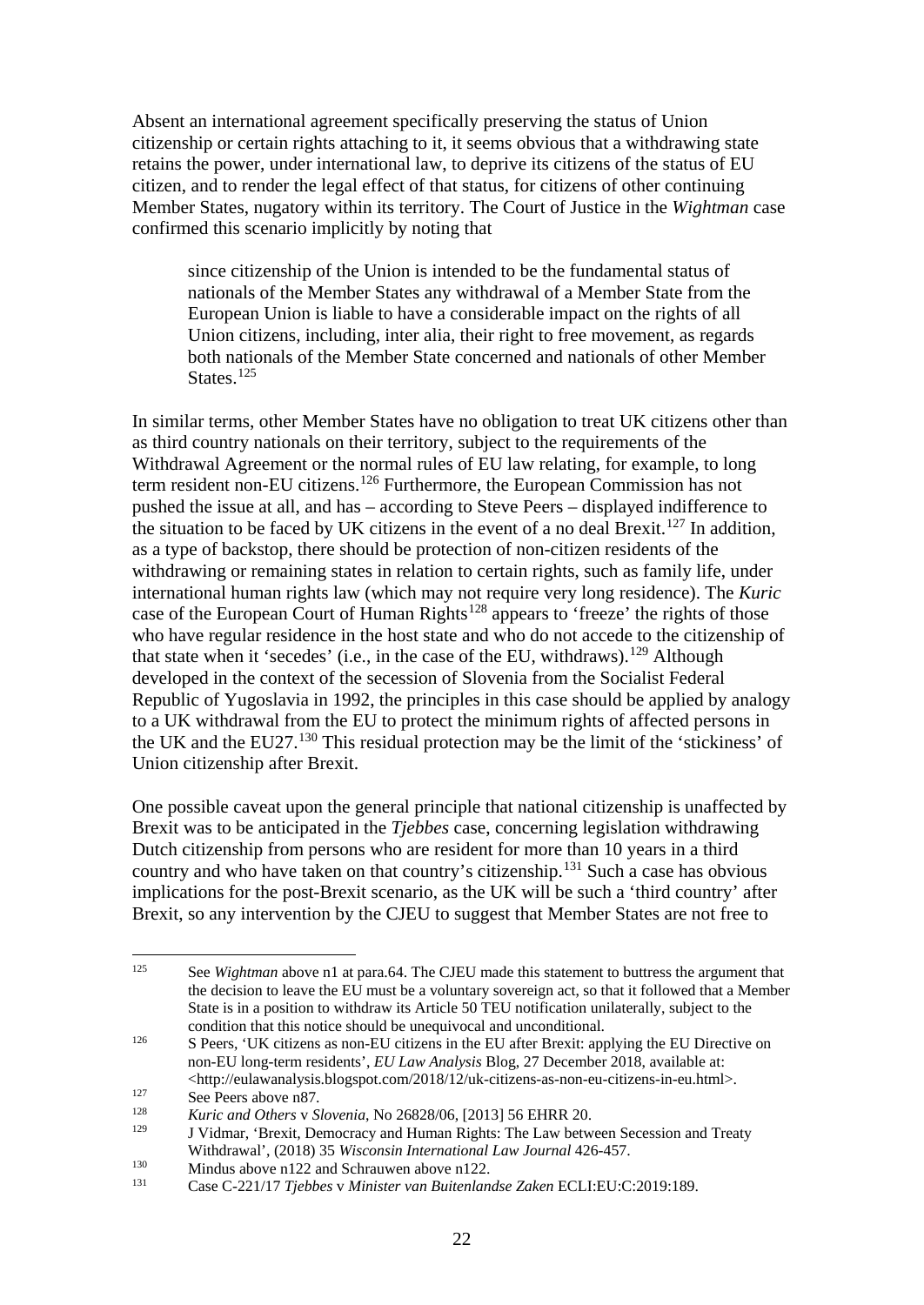Absent an international agreement specifically preserving the status of Union citizenship or certain rights attaching to it, it seems obvious that a withdrawing state retains the power, under international law, to deprive its citizens of the status of EU citizen, and to render the legal effect of that status, for citizens of other continuing Member States, nugatory within its territory. The Court of Justice in the *Wightman* case confirmed this scenario implicitly by noting that

> since citizenship of the Union is intended to be the fundamental status of nationals of the Member States any withdrawal of a Member State from the European Union is liable to have a considerable impact on the rights of all Union citizens, including, inter alia, their right to free movement, as regards both nationals of the Member State concerned and nationals of other Member States.[125]

In similar terms, other Member States have no obligation to treat UK citizens other than as third country nationals on their territory, subject to the requirements of the Withdrawal Agreement or the normal rules of EU law relating, for example, to long term resident non-EU citizens.[126] Furthermore, the European Commission has not pushed the issue at all, and has – according to Steve Peers – displayed indifference to the situation to be faced by UK citizens in the event of a no deal Brexit.[127] In addition, as a type of backstop, there should be protection of non-citizen residents of the withdrawing or remaining states in relation to certain rights, such as family life, under international human rights law (which may not require very long residence). The *Kuric* case of the European Court of Human Rights[128] appears to 'freeze' the rights of those who have regular residence in the host state and who do not accede to the citizenship of that state when it 'secedes' (i.e., in the case of the EU, withdraws).[129] Although developed in the context of the secession of Slovenia from the Socialist Federal Republic of Yugoslavia in 1992, the principles in this case should be applied by analogy to a UK withdrawal from the EU to protect the minimum rights of affected persons in the UK and the EU27.[130] This residual protection may be the limit of the 'stickiness' of Union citizenship after Brexit.

One possible caveat upon the general principle that national citizenship is unaffected by Brexit was to be anticipated in the *Tjebbes* case, concerning legislation withdrawing Dutch citizenship from persons who are resident for more than 10 years in a third country and who have taken on that country's citizenship.[131] Such a case has obvious implications for the post-Brexit scenario, as the UK will be such a 'third country' after Brexit, so any intervention by the CJEU to suggest that Member States are not free to

---

[125] See *Wightman* above n1 at para.64. The CJEU made this statement to buttress the argument that the decision to leave the EU must be a voluntary sovereign act, so that it followed that a Member State is in a position to withdraw its Article 50 TEU notification unilaterally, subject to the condition that this notice should be unequivocal and unconditional.

[126] S Peers, 'UK citizens as non-EU citizens in the EU after Brexit: applying the EU Directive on non-EU long-term residents', *EU Law Analysis* Blog, 27 December 2018, available at: <http://eulawanalysis.blogspot.com/2018/12/uk-citizens-as-non-eu-citizens-in-eu.html>.

[127] See Peers above n87.

[128] *Kuric and Others* v *Slovenia*, No 26828/06, [2013] 56 EHRR 20.

[129] J Vidmar, 'Brexit, Democracy and Human Rights: The Law between Secession and Treaty Withdrawal', (2018) 35 *Wisconsin International Law Journal* 426-457.

[130] Mindus above n122 and Schrauwen above n122.

[131] Case C-221/17 *Tjebbes* v *Minister van Buitenlandse Zaken* ECLI:EU:C:2019:189.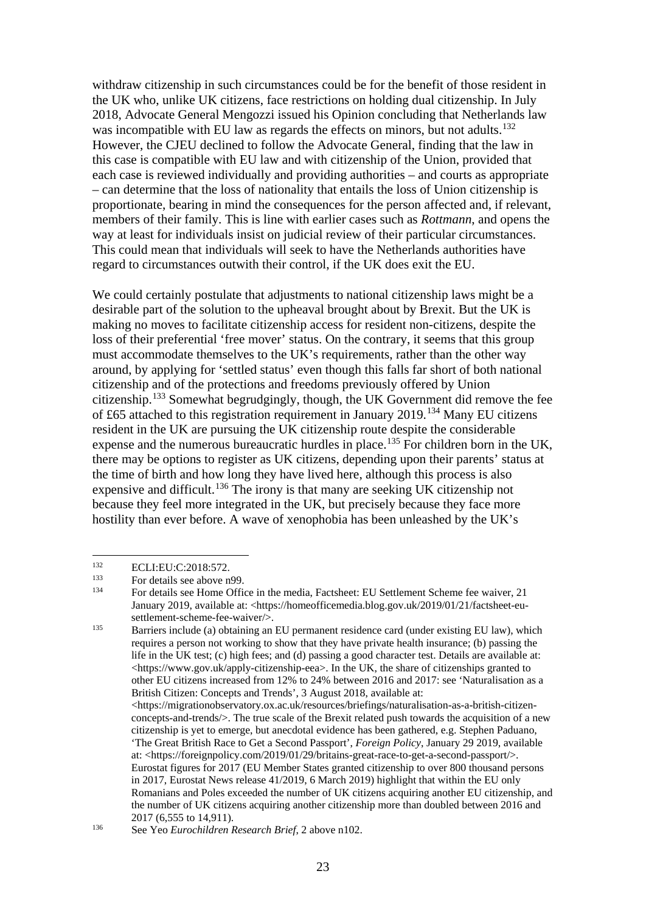withdraw citizenship in such circumstances could be for the benefit of those resident in the UK who, unlike UK citizens, face restrictions on holding dual citizenship. In July 2018, Advocate General Mengozzi issued his Opinion concluding that Netherlands law was incompatible with EU law as regards the effects on minors, but not adults.[132] However, the CJEU declined to follow the Advocate General, finding that the law in this case is compatible with EU law and with citizenship of the Union, provided that each case is reviewed individually and providing authorities – and courts as appropriate – can determine that the loss of nationality that entails the loss of Union citizenship is proportionate, bearing in mind the consequences for the person affected and, if relevant, members of their family. This is line with earlier cases such as *Rottmann*, and opens the way at least for individuals insist on judicial review of their particular circumstances. This could mean that individuals will seek to have the Netherlands authorities have regard to circumstances outwith their control, if the UK does exit the EU.

We could certainly postulate that adjustments to national citizenship laws might be a desirable part of the solution to the upheaval brought about by Brexit. But the UK is making no moves to facilitate citizenship access for resident non-citizens, despite the loss of their preferential 'free mover' status. On the contrary, it seems that this group must accommodate themselves to the UK's requirements, rather than the other way around, by applying for 'settled status' even though this falls far short of both national citizenship and of the protections and freedoms previously offered by Union citizenship.[133] Somewhat begrudgingly, though, the UK Government did remove the fee of £65 attached to this registration requirement in January 2019.[134] Many EU citizens resident in the UK are pursuing the UK citizenship route despite the considerable expense and the numerous bureaucratic hurdles in place.[135] For children born in the UK, there may be options to register as UK citizens, depending upon their parents' status at the time of birth and how long they have lived here, although this process is also expensive and difficult.[136] The irony is that many are seeking UK citizenship not because they feel more integrated in the UK, but precisely because they face more hostility than ever before. A wave of xenophobia has been unleashed by the UK's

---

[132] ECLI:EU:C:2018:572.

[133] For details see above n99.

[134] For details see Home Office in the media, Factsheet: EU Settlement Scheme fee waiver, 21 January 2019, available at: <https://homeofficemedia.blog.gov.uk/2019/01/21/factsheet-eu-settlement-scheme-fee-waiver/>.

[135] Barriers include (a) obtaining an EU permanent residence card (under existing EU law), which requires a person not working to show that they have private health insurance; (b) passing the life in the UK test; (c) high fees; and (d) passing a good character test. Details are available at: <https://www.gov.uk/apply-citizenship-eea>. In the UK, the share of citizenships granted to other EU citizens increased from 12% to 24% between 2016 and 2017: see 'Naturalisation as a British Citizen: Concepts and Trends', 3 August 2018, available at: <https://migrationobservatory.ox.ac.uk/resources/briefings/naturalisation-as-a-british-citizen-concepts-and-trends/>. The true scale of the Brexit related push towards the acquisition of a new citizenship is yet to emerge, but anecdotal evidence has been gathered, e.g. Stephen Paduano, 'The Great British Race to Get a Second Passport', *Foreign Policy*, January 29 2019, available at: <https://foreignpolicy.com/2019/01/29/britains-great-race-to-get-a-second-passport/>. Eurostat figures for 2017 (EU Member States granted citizenship to over 800 thousand persons in 2017, Eurostat News release 41/2019, 6 March 2019) highlight that within the EU only Romanians and Poles exceeded the number of UK citizens acquiring another EU citizenship, and the number of UK citizens acquiring another citizenship more than doubled between 2016 and 2017 (6,555 to 14,911).

[136] See Yeo *Eurochildren Research Brief*, 2 above n102.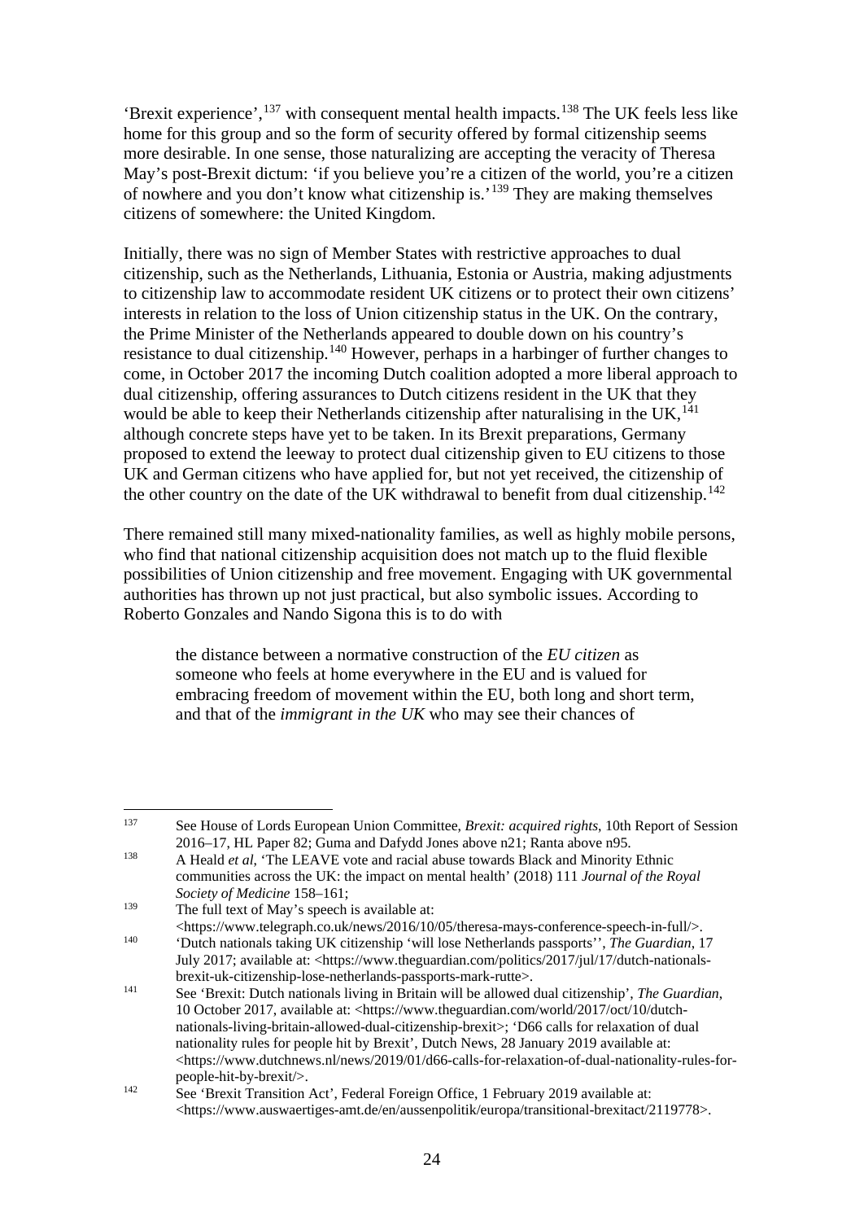'Brexit experience',[137] with consequent mental health impacts.[138] The UK feels less like home for this group and so the form of security offered by formal citizenship seems more desirable. In one sense, those naturalizing are accepting the veracity of Theresa May's post-Brexit dictum: 'if you believe you're a citizen of the world, you're a citizen of nowhere and you don't know what citizenship is.'[139] They are making themselves citizens of somewhere: the United Kingdom.

Initially, there was no sign of Member States with restrictive approaches to dual citizenship, such as the Netherlands, Lithuania, Estonia or Austria, making adjustments to citizenship law to accommodate resident UK citizens or to protect their own citizens' interests in relation to the loss of Union citizenship status in the UK. On the contrary, the Prime Minister of the Netherlands appeared to double down on his country's resistance to dual citizenship.[140] However, perhaps in a harbinger of further changes to come, in October 2017 the incoming Dutch coalition adopted a more liberal approach to dual citizenship, offering assurances to Dutch citizens resident in the UK that they would be able to keep their Netherlands citizenship after naturalising in the UK,[141] although concrete steps have yet to be taken. In its Brexit preparations, Germany proposed to extend the leeway to protect dual citizenship given to EU citizens to those UK and German citizens who have applied for, but not yet received, the citizenship of the other country on the date of the UK withdrawal to benefit from dual citizenship.[142]

There remained still many mixed-nationality families, as well as highly mobile persons, who find that national citizenship acquisition does not match up to the fluid flexible possibilities of Union citizenship and free movement. Engaging with UK governmental authorities has thrown up not just practical, but also symbolic issues. According to Roberto Gonzales and Nando Sigona this is to do with

> the distance between a normative construction of the *EU citizen* as someone who feels at home everywhere in the EU and is valued for embracing freedom of movement within the EU, both long and short term, and that of the *immigrant in the UK* who may see their chances of

---

[137] See House of Lords European Union Committee, *Brexit: acquired rights*, 10th Report of Session 2016–17, HL Paper 82; Guma and Dafydd Jones above n21; Ranta above n95.

[138] A Heald *et al*, 'The LEAVE vote and racial abuse towards Black and Minority Ethnic communities across the UK: the impact on mental health' (2018) 111 *Journal of the Royal Society of Medicine* 158–161;

[139] The full text of May's speech is available at: <https://www.telegraph.co.uk/news/2016/10/05/theresa-mays-conference-speech-in-full/>.

[140] 'Dutch nationals taking UK citizenship 'will lose Netherlands passports'', *The Guardian*, 17 July 2017; available at: <https://www.theguardian.com/politics/2017/jul/17/dutch-nationals-brexit-uk-citizenship-lose-netherlands-passports-mark-rutte>.

[141] See 'Brexit: Dutch nationals living in Britain will be allowed dual citizenship', *The Guardian*, 10 October 2017, available at: <https://www.theguardian.com/world/2017/oct/10/dutch-nationals-living-britain-allowed-dual-citizenship-brexit>; 'D66 calls for relaxation of dual nationality rules for people hit by Brexit', Dutch News, 28 January 2019 available at: <https://www.dutchnews.nl/news/2019/01/d66-calls-for-relaxation-of-dual-nationality-rules-for-people-hit-by-brexit/>.

[142] See 'Brexit Transition Act', Federal Foreign Office, 1 February 2019 available at: <https://www.auswaertiges-amt.de/en/aussenpolitik/europa/transitional-brexitact/2119778>.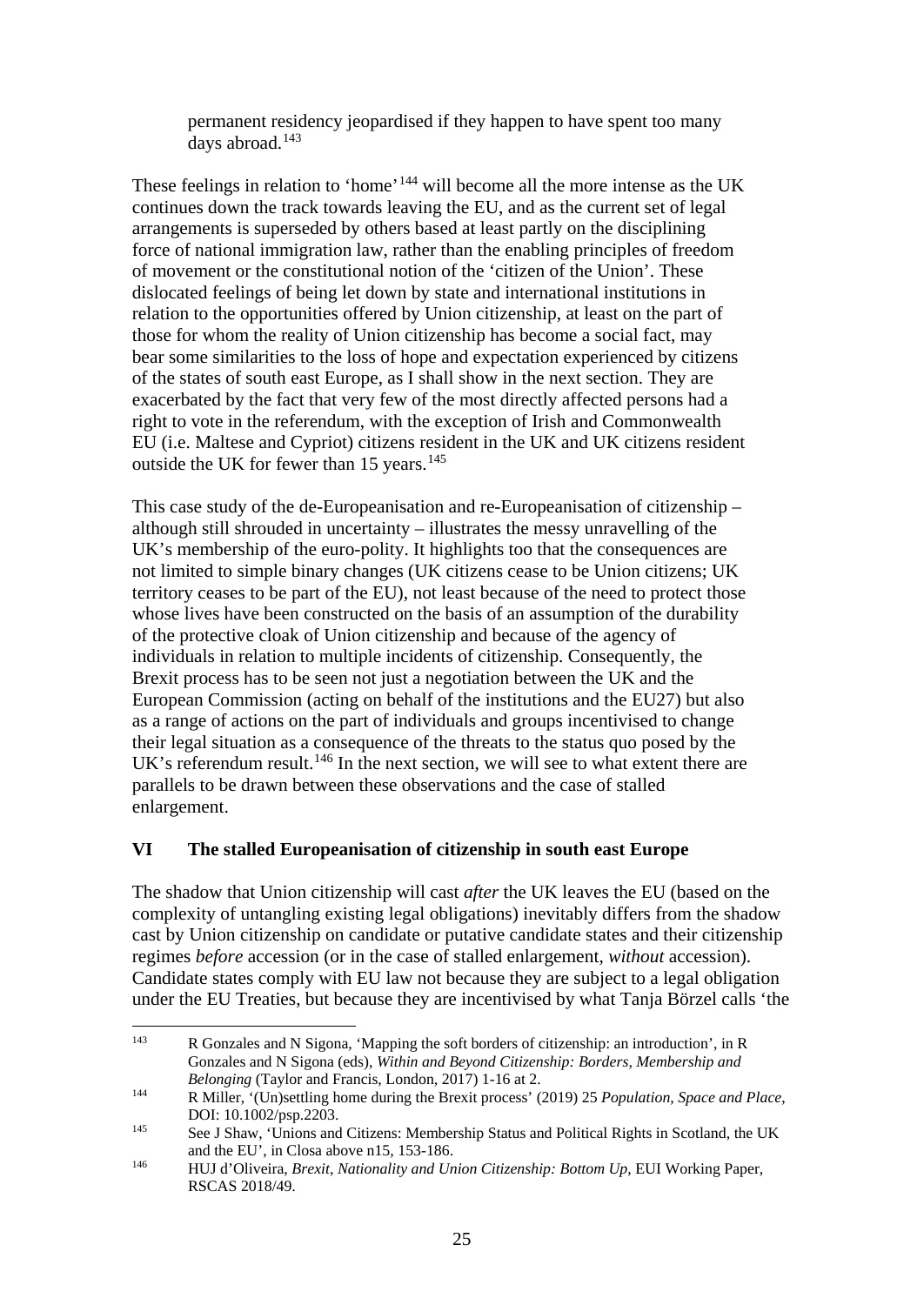permanent residency jeopardised if they happen to have spent too many days abroad.[143]

These feelings in relation to 'home'[144] will become all the more intense as the UK continues down the track towards leaving the EU, and as the current set of legal arrangements is superseded by others based at least partly on the disciplining force of national immigration law, rather than the enabling principles of freedom of movement or the constitutional notion of the 'citizen of the Union'. These dislocated feelings of being let down by state and international institutions in relation to the opportunities offered by Union citizenship, at least on the part of those for whom the reality of Union citizenship has become a social fact, may bear some similarities to the loss of hope and expectation experienced by citizens of the states of south east Europe, as I shall show in the next section. They are exacerbated by the fact that very few of the most directly affected persons had a right to vote in the referendum, with the exception of Irish and Commonwealth EU (i.e. Maltese and Cypriot) citizens resident in the UK and UK citizens resident outside the UK for fewer than 15 years.[145]

This case study of the de-Europeanisation and re-Europeanisation of citizenship – although still shrouded in uncertainty – illustrates the messy unravelling of the UK's membership of the euro-polity. It highlights too that the consequences are not limited to simple binary changes (UK citizens cease to be Union citizens; UK territory ceases to be part of the EU), not least because of the need to protect those whose lives have been constructed on the basis of an assumption of the durability of the protective cloak of Union citizenship and because of the agency of individuals in relation to multiple incidents of citizenship. Consequently, the Brexit process has to be seen not just a negotiation between the UK and the European Commission (acting on behalf of the institutions and the EU27) but also as a range of actions on the part of individuals and groups incentivised to change their legal situation as a consequence of the threats to the status quo posed by the UK's referendum result.[146] In the next section, we will see to what extent there are parallels to be drawn between these observations and the case of stalled enlargement.

## VI The stalled Europeanisation of citizenship in south east Europe

The shadow that Union citizenship will cast *after* the UK leaves the EU (based on the complexity of untangling existing legal obligations) inevitably differs from the shadow cast by Union citizenship on candidate or putative candidate states and their citizenship regimes *before* accession (or in the case of stalled enlargement, *without* accession). Candidate states comply with EU law not because they are subject to a legal obligation under the EU Treaties, but because they are incentivised by what Tanja Börzel calls 'the

---

143 R Gonzales and N Sigona, 'Mapping the soft borders of citizenship: an introduction', in R Gonzales and N Sigona (eds), *Within and Beyond Citizenship: Borders, Membership and Belonging* (Taylor and Francis, London, 2017) 1-16 at 2.

144 R Miller, '(Un)settling home during the Brexit process' (2019) 25 *Population, Space and Place*, DOI: 10.1002/psp.2203.

145 See J Shaw, 'Unions and Citizens: Membership Status and Political Rights in Scotland, the UK and the EU', in Closa above n15, 153-186.

146 HUJ d'Oliveira, *Brexit, Nationality and Union Citizenship: Bottom Up*, EUI Working Paper, RSCAS 2018/49.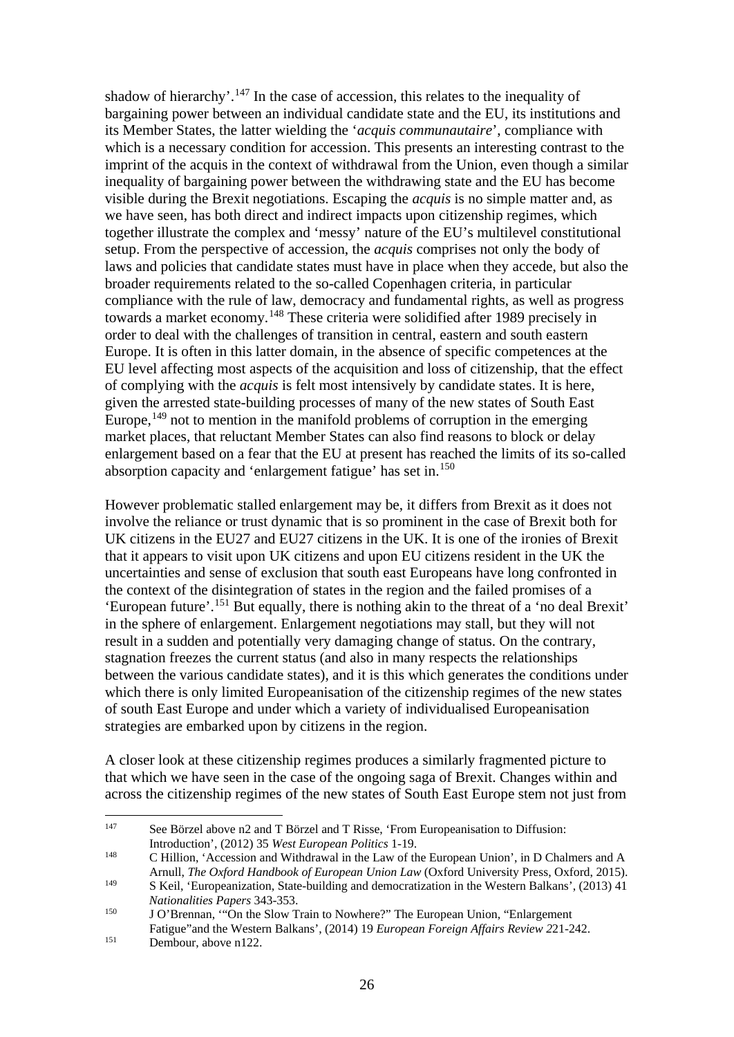shadow of hierarchy'.[147] In the case of accession, this relates to the inequality of bargaining power between an individual candidate state and the EU, its institutions and its Member States, the latter wielding the '*acquis communautaire*', compliance with which is a necessary condition for accession. This presents an interesting contrast to the imprint of the acquis in the context of withdrawal from the Union, even though a similar inequality of bargaining power between the withdrawing state and the EU has become visible during the Brexit negotiations. Escaping the *acquis* is no simple matter and, as we have seen, has both direct and indirect impacts upon citizenship regimes, which together illustrate the complex and 'messy' nature of the EU's multilevel constitutional setup. From the perspective of accession, the *acquis* comprises not only the body of laws and policies that candidate states must have in place when they accede, but also the broader requirements related to the so-called Copenhagen criteria, in particular compliance with the rule of law, democracy and fundamental rights, as well as progress towards a market economy.[148] These criteria were solidified after 1989 precisely in order to deal with the challenges of transition in central, eastern and south eastern Europe. It is often in this latter domain, in the absence of specific competences at the EU level affecting most aspects of the acquisition and loss of citizenship, that the effect of complying with the *acquis* is felt most intensively by candidate states. It is here, given the arrested state-building processes of many of the new states of South East Europe,[149] not to mention in the manifold problems of corruption in the emerging market places, that reluctant Member States can also find reasons to block or delay enlargement based on a fear that the EU at present has reached the limits of its so-called absorption capacity and 'enlargement fatigue' has set in.[150]

However problematic stalled enlargement may be, it differs from Brexit as it does not involve the reliance or trust dynamic that is so prominent in the case of Brexit both for UK citizens in the EU27 and EU27 citizens in the UK. It is one of the ironies of Brexit that it appears to visit upon UK citizens and upon EU citizens resident in the UK the uncertainties and sense of exclusion that south east Europeans have long confronted in the context of the disintegration of states in the region and the failed promises of a 'European future'.[151] But equally, there is nothing akin to the threat of a 'no deal Brexit' in the sphere of enlargement. Enlargement negotiations may stall, but they will not result in a sudden and potentially very damaging change of status. On the contrary, stagnation freezes the current status (and also in many respects the relationships between the various candidate states), and it is this which generates the conditions under which there is only limited Europeanisation of the citizenship regimes of the new states of south East Europe and under which a variety of individualised Europeanisation strategies are embarked upon by citizens in the region.

A closer look at these citizenship regimes produces a similarly fragmented picture to that which we have seen in the case of the ongoing saga of Brexit. Changes within and across the citizenship regimes of the new states of South East Europe stem not just from

---

[147] See Börzel above n2 and T Börzel and T Risse, 'From Europeanisation to Diffusion: Introduction', (2012) 35 *West European Politics* 1-19.

[148] C Hillion, 'Accession and Withdrawal in the Law of the European Union', in D Chalmers and A Arnull, *The Oxford Handbook of European Union Law* (Oxford University Press, Oxford, 2015).

[149] S Keil, 'Europeanization, State-building and democratization in the Western Balkans', (2013) 41 *Nationalities Papers* 343-353.

[150] J O'Brennan, '"On the Slow Train to Nowhere?" The European Union, "Enlargement Fatigue"and the Western Balkans', (2014) 19 *European Foreign Affairs Review 2*21-242.

[151] Dembour, above n122.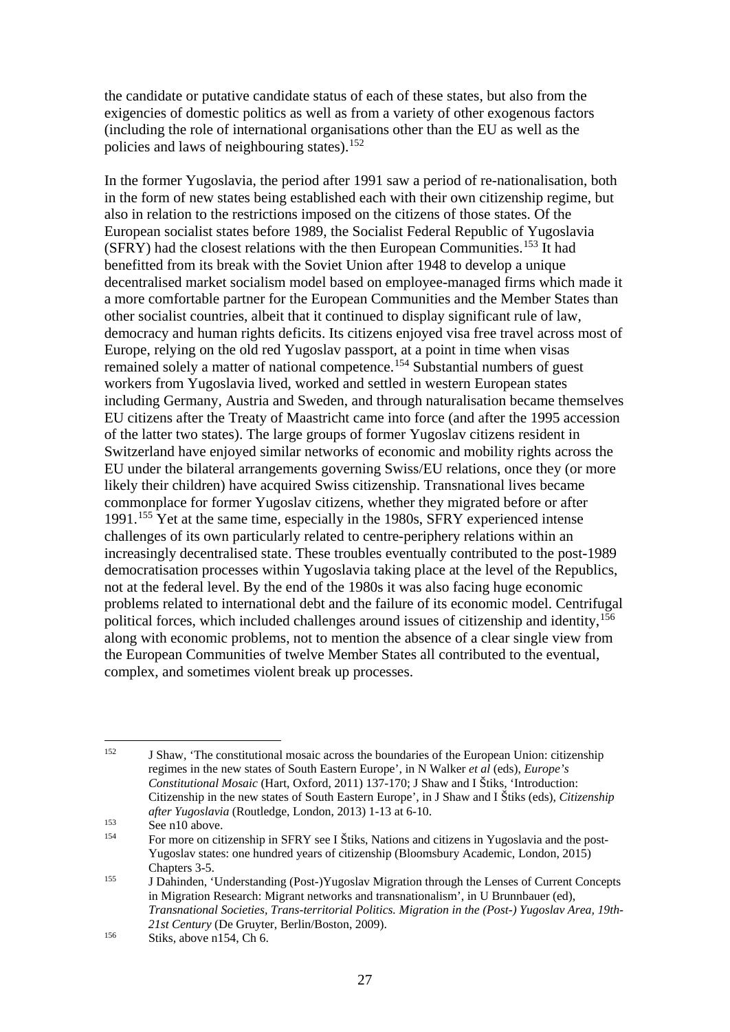the candidate or putative candidate status of each of these states, but also from the exigencies of domestic politics as well as from a variety of other exogenous factors (including the role of international organisations other than the EU as well as the policies and laws of neighbouring states).[152]

In the former Yugoslavia, the period after 1991 saw a period of re-nationalisation, both in the form of new states being established each with their own citizenship regime, but also in relation to the restrictions imposed on the citizens of those states. Of the European socialist states before 1989, the Socialist Federal Republic of Yugoslavia (SFRY) had the closest relations with the then European Communities.[153] It had benefitted from its break with the Soviet Union after 1948 to develop a unique decentralised market socialism model based on employee-managed firms which made it a more comfortable partner for the European Communities and the Member States than other socialist countries, albeit that it continued to display significant rule of law, democracy and human rights deficits. Its citizens enjoyed visa free travel across most of Europe, relying on the old red Yugoslav passport, at a point in time when visas remained solely a matter of national competence.[154] Substantial numbers of guest workers from Yugoslavia lived, worked and settled in western European states including Germany, Austria and Sweden, and through naturalisation became themselves EU citizens after the Treaty of Maastricht came into force (and after the 1995 accession of the latter two states). The large groups of former Yugoslav citizens resident in Switzerland have enjoyed similar networks of economic and mobility rights across the EU under the bilateral arrangements governing Swiss/EU relations, once they (or more likely their children) have acquired Swiss citizenship. Transnational lives became commonplace for former Yugoslav citizens, whether they migrated before or after 1991.[155] Yet at the same time, especially in the 1980s, SFRY experienced intense challenges of its own particularly related to centre-periphery relations within an increasingly decentralised state. These troubles eventually contributed to the post-1989 democratisation processes within Yugoslavia taking place at the level of the Republics, not at the federal level. By the end of the 1980s it was also facing huge economic problems related to international debt and the failure of its economic model. Centrifugal political forces, which included challenges around issues of citizenship and identity,[156] along with economic problems, not to mention the absence of a clear single view from the European Communities of twelve Member States all contributed to the eventual, complex, and sometimes violent break up processes.

---

[152] J Shaw, 'The constitutional mosaic across the boundaries of the European Union: citizenship regimes in the new states of South Eastern Europe', in N Walker *et al* (eds), *Europe's Constitutional Mosaic* (Hart, Oxford, 2011) 137-170; J Shaw and I Štiks, 'Introduction: Citizenship in the new states of South Eastern Europe', in J Shaw and I Štiks (eds), *Citizenship after Yugoslavia* (Routledge, London, 2013) 1-13 at 6-10.

[153] See n10 above.

[154] For more on citizenship in SFRY see I Štiks, Nations and citizens in Yugoslavia and the post-Yugoslav states: one hundred years of citizenship (Bloomsbury Academic, London, 2015) Chapters 3-5.

[155] J Dahinden, 'Understanding (Post-)Yugoslav Migration through the Lenses of Current Concepts in Migration Research: Migrant networks and transnationalism', in U Brunnbauer (ed), *Transnational Societies, Trans-territorial Politics. Migration in the (Post-) Yugoslav Area, 19th-21st Century* (De Gruyter, Berlin/Boston, 2009).

[156] Stiks, above n154, Ch 6.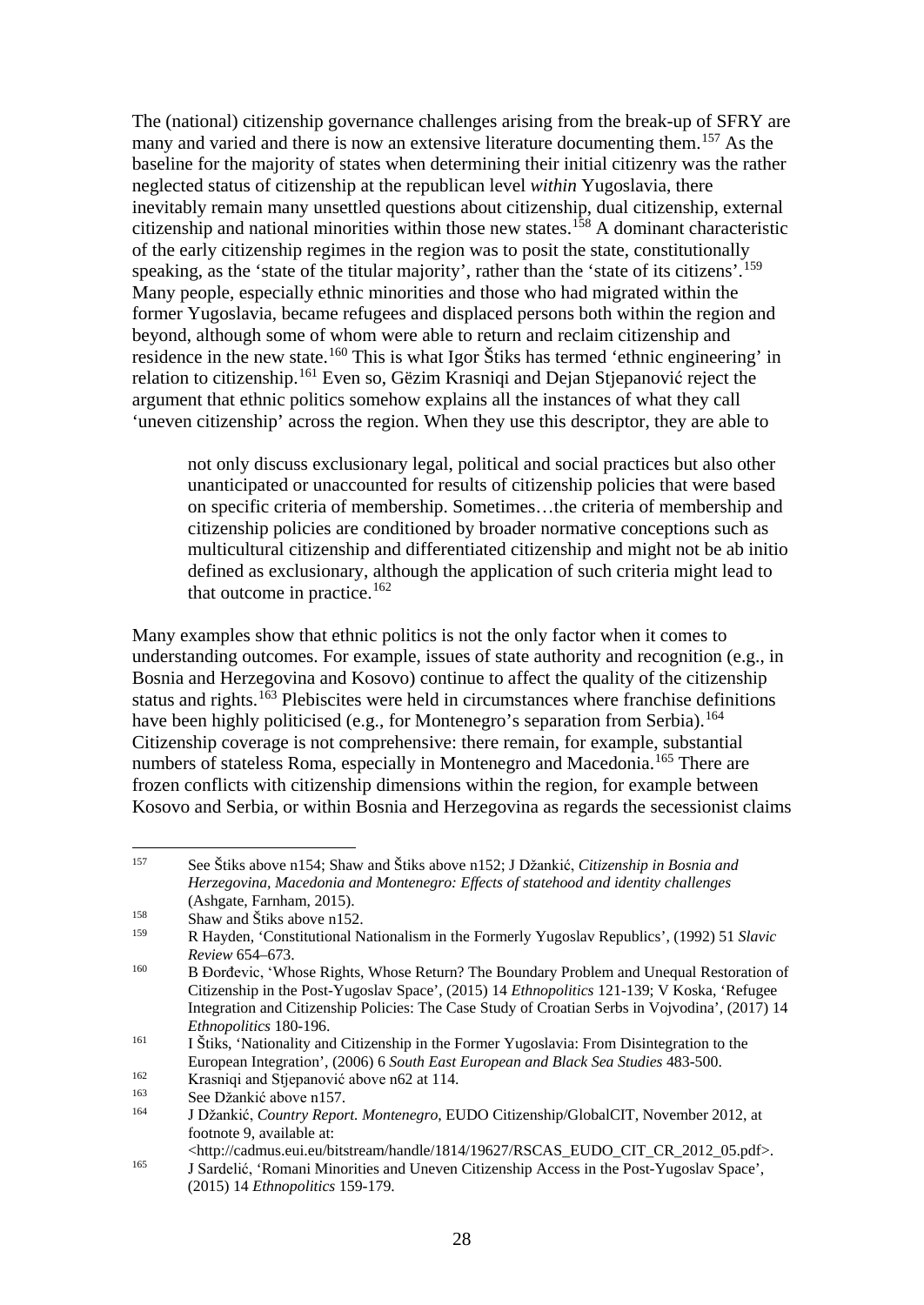The (national) citizenship governance challenges arising from the break-up of SFRY are many and varied and there is now an extensive literature documenting them.[157] As the baseline for the majority of states when determining their initial citizenry was the rather neglected status of citizenship at the republican level *within* Yugoslavia, there inevitably remain many unsettled questions about citizenship, dual citizenship, external citizenship and national minorities within those new states.[158] A dominant characteristic of the early citizenship regimes in the region was to posit the state, constitutionally speaking, as the 'state of the titular majority', rather than the 'state of its citizens'.[159] Many people, especially ethnic minorities and those who had migrated within the former Yugoslavia, became refugees and displaced persons both within the region and beyond, although some of whom were able to return and reclaim citizenship and residence in the new state.[160] This is what Igor Štiks has termed 'ethnic engineering' in relation to citizenship.[161] Even so, Gëzim Krasniqi and Dejan Stjepanović reject the argument that ethnic politics somehow explains all the instances of what they call 'uneven citizenship' across the region. When they use this descriptor, they are able to

> not only discuss exclusionary legal, political and social practices but also other unanticipated or unaccounted for results of citizenship policies that were based on specific criteria of membership. Sometimes…the criteria of membership and citizenship policies are conditioned by broader normative conceptions such as multicultural citizenship and differentiated citizenship and might not be ab initio defined as exclusionary, although the application of such criteria might lead to that outcome in practice.[162]

Many examples show that ethnic politics is not the only factor when it comes to understanding outcomes. For example, issues of state authority and recognition (e.g., in Bosnia and Herzegovina and Kosovo) continue to affect the quality of the citizenship status and rights.[163] Plebiscites were held in circumstances where franchise definitions have been highly politicised (e.g., for Montenegro's separation from Serbia).[164] Citizenship coverage is not comprehensive: there remain, for example, substantial numbers of stateless Roma, especially in Montenegro and Macedonia.[165] There are frozen conflicts with citizenship dimensions within the region, for example between Kosovo and Serbia, or within Bosnia and Herzegovina as regards the secessionist claims

---

[157] See Štiks above n154; Shaw and Štiks above n152; J Džankić, *Citizenship in Bosnia and Herzegovina, Macedonia and Montenegro: Effects of statehood and identity challenges* (Ashgate, Farnham, 2015).

[158] Shaw and Štiks above n152.

[159] R Hayden, 'Constitutional Nationalism in the Formerly Yugoslav Republics', (1992) 51 *Slavic Review* 654–673.

[160] B Đorđevic, 'Whose Rights, Whose Return? The Boundary Problem and Unequal Restoration of Citizenship in the Post-Yugoslav Space', (2015) 14 *Ethnopolitics* 121-139; V Koska, 'Refugee Integration and Citizenship Policies: The Case Study of Croatian Serbs in Vojvodina', (2017) 14 *Ethnopolitics* 180-196.

[161] I Štiks, 'Nationality and Citizenship in the Former Yugoslavia: From Disintegration to the European Integration', (2006) 6 *South East European and Black Sea Studies* 483-500.

[162] Krasniqi and Stjepanović above n62 at 114.

[163] See Džankić above n157.

[164] J Džankić, *Country Report. Montenegro*, EUDO Citizenship/GlobalCIT, November 2012, at footnote 9, available at: <http://cadmus.eui.eu/bitstream/handle/1814/19627/RSCAS_EUDO_CIT_CR_2012_05.pdf>.

[165] J Sardelić, 'Romani Minorities and Uneven Citizenship Access in the Post-Yugoslav Space', (2015) 14 *Ethnopolitics* 159-179.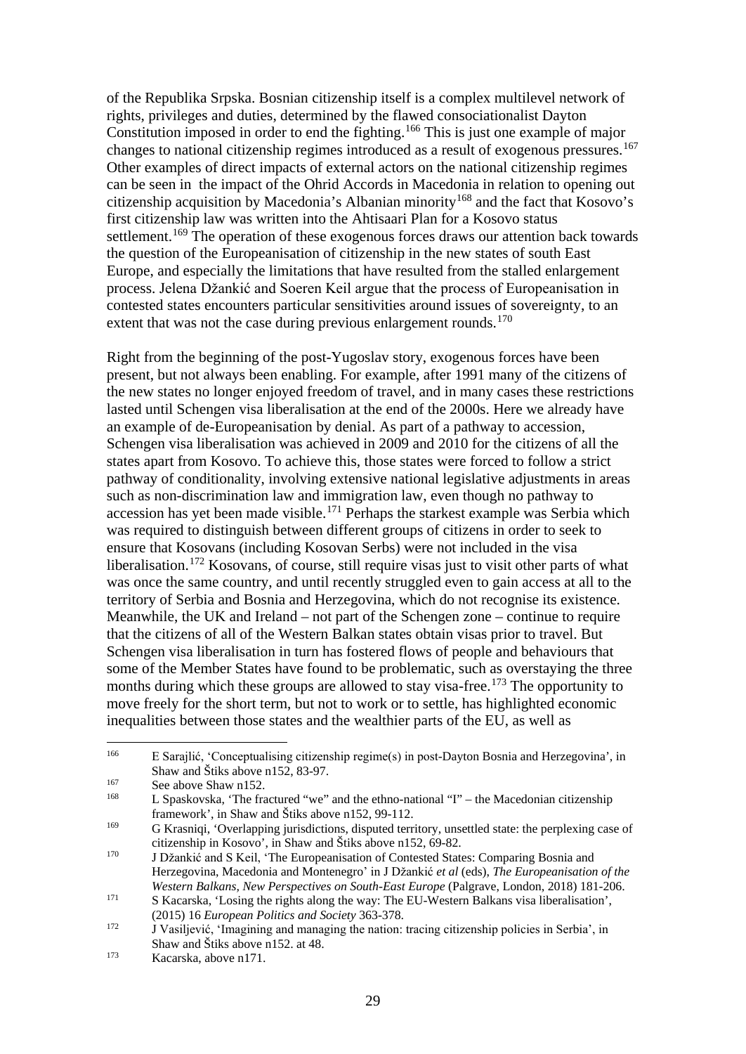of the Republika Srpska. Bosnian citizenship itself is a complex multilevel network of rights, privileges and duties, determined by the flawed consociationalist Dayton Constitution imposed in order to end the fighting.[166] This is just one example of major changes to national citizenship regimes introduced as a result of exogenous pressures.[167] Other examples of direct impacts of external actors on the national citizenship regimes can be seen in the impact of the Ohrid Accords in Macedonia in relation to opening out citizenship acquisition by Macedonia's Albanian minority[168] and the fact that Kosovo's first citizenship law was written into the Ahtisaari Plan for a Kosovo status settlement.[169] The operation of these exogenous forces draws our attention back towards the question of the Europeanisation of citizenship in the new states of south East Europe, and especially the limitations that have resulted from the stalled enlargement process. Jelena Džankić and Soeren Keil argue that the process of Europeanisation in contested states encounters particular sensitivities around issues of sovereignty, to an extent that was not the case during previous enlargement rounds.[170]

Right from the beginning of the post-Yugoslav story, exogenous forces have been present, but not always been enabling. For example, after 1991 many of the citizens of the new states no longer enjoyed freedom of travel, and in many cases these restrictions lasted until Schengen visa liberalisation at the end of the 2000s. Here we already have an example of de-Europeanisation by denial. As part of a pathway to accession, Schengen visa liberalisation was achieved in 2009 and 2010 for the citizens of all the states apart from Kosovo. To achieve this, those states were forced to follow a strict pathway of conditionality, involving extensive national legislative adjustments in areas such as non-discrimination law and immigration law, even though no pathway to accession has yet been made visible.[171] Perhaps the starkest example was Serbia which was required to distinguish between different groups of citizens in order to seek to ensure that Kosovans (including Kosovan Serbs) were not included in the visa liberalisation.[172] Kosovans, of course, still require visas just to visit other parts of what was once the same country, and until recently struggled even to gain access at all to the territory of Serbia and Bosnia and Herzegovina, which do not recognise its existence. Meanwhile, the UK and Ireland – not part of the Schengen zone – continue to require that the citizens of all of the Western Balkan states obtain visas prior to travel. But Schengen visa liberalisation in turn has fostered flows of people and behaviours that some of the Member States have found to be problematic, such as overstaying the three months during which these groups are allowed to stay visa-free.[173] The opportunity to move freely for the short term, but not to work or to settle, has highlighted economic inequalities between those states and the wealthier parts of the EU, as well as

---

[166] E Sarajlić, 'Conceptualising citizenship regime(s) in post-Dayton Bosnia and Herzegovina', in Shaw and Štiks above n152, 83-97.

[167] See above Shaw n152.

[168] L Spaskovska, 'The fractured "we" and the ethno-national "I" – the Macedonian citizenship framework', in Shaw and Štiks above n152, 99-112.

[169] G Krasniqi, 'Overlapping jurisdictions, disputed territory, unsettled state: the perplexing case of citizenship in Kosovo', in Shaw and Štiks above n152, 69-82.

[170] J Džankić and S Keil, 'The Europeanisation of Contested States: Comparing Bosnia and Herzegovina, Macedonia and Montenegro' in J Džankić *et al* (eds), *The Europeanisation of the Western Balkans, New Perspectives on South-East Europe* (Palgrave, London, 2018) 181-206.

[171] S Kacarska, 'Losing the rights along the way: The EU-Western Balkans visa liberalisation', (2015) 16 *European Politics and Society* 363-378.

[172] J Vasiljević, 'Imagining and managing the nation: tracing citizenship policies in Serbia', in Shaw and Štiks above n152. at 48.

[173] Kacarska, above n171.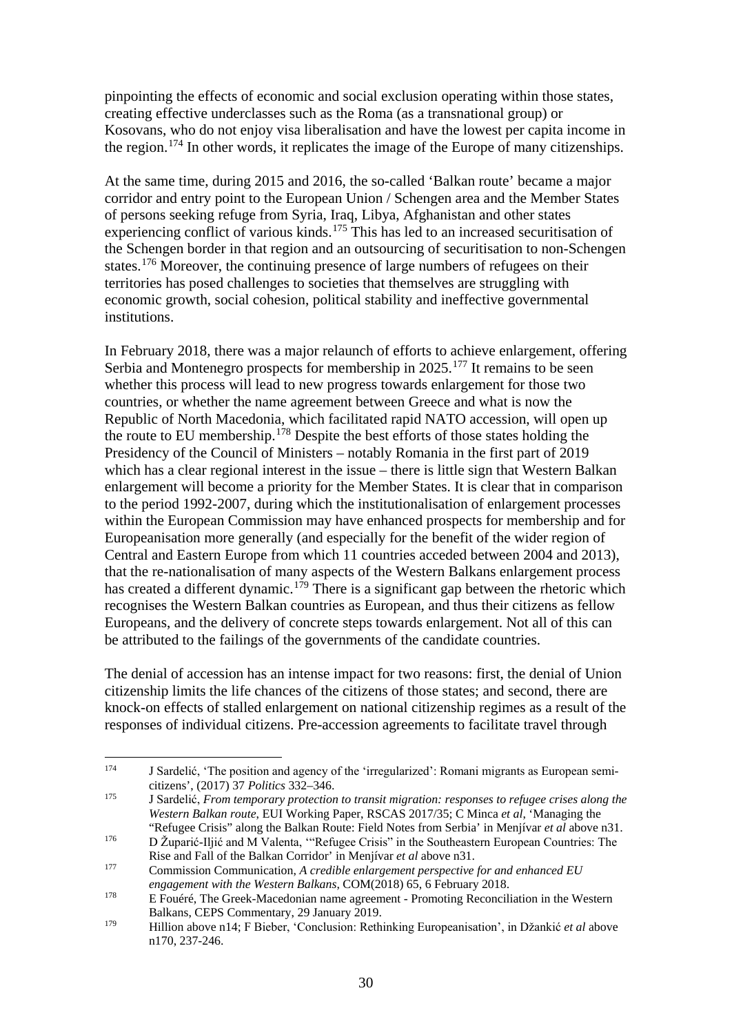pinpointing the effects of economic and social exclusion operating within those states, creating effective underclasses such as the Roma (as a transnational group) or Kosovans, who do not enjoy visa liberalisation and have the lowest per capita income in the region.[174] In other words, it replicates the image of the Europe of many citizenships.

At the same time, during 2015 and 2016, the so-called 'Balkan route' became a major corridor and entry point to the European Union / Schengen area and the Member States of persons seeking refuge from Syria, Iraq, Libya, Afghanistan and other states experiencing conflict of various kinds.[175] This has led to an increased securitisation of the Schengen border in that region and an outsourcing of securitisation to non-Schengen states.[176] Moreover, the continuing presence of large numbers of refugees on their territories has posed challenges to societies that themselves are struggling with economic growth, social cohesion, political stability and ineffective governmental institutions.

In February 2018, there was a major relaunch of efforts to achieve enlargement, offering Serbia and Montenegro prospects for membership in 2025.[177] It remains to be seen whether this process will lead to new progress towards enlargement for those two countries, or whether the name agreement between Greece and what is now the Republic of North Macedonia, which facilitated rapid NATO accession, will open up the route to EU membership.[178] Despite the best efforts of those states holding the Presidency of the Council of Ministers – notably Romania in the first part of 2019 which has a clear regional interest in the issue – there is little sign that Western Balkan enlargement will become a priority for the Member States. It is clear that in comparison to the period 1992-2007, during which the institutionalisation of enlargement processes within the European Commission may have enhanced prospects for membership and for Europeanisation more generally (and especially for the benefit of the wider region of Central and Eastern Europe from which 11 countries acceded between 2004 and 2013), that the re-nationalisation of many aspects of the Western Balkans enlargement process has created a different dynamic.[179] There is a significant gap between the rhetoric which recognises the Western Balkan countries as European, and thus their citizens as fellow Europeans, and the delivery of concrete steps towards enlargement. Not all of this can be attributed to the failings of the governments of the candidate countries.

The denial of accession has an intense impact for two reasons: first, the denial of Union citizenship limits the life chances of the citizens of those states; and second, there are knock-on effects of stalled enlargement on national citizenship regimes as a result of the responses of individual citizens. Pre-accession agreements to facilitate travel through

---

[174] J Sardelić, 'The position and agency of the 'irregularized': Romani migrants as European semi-citizens', (2017) 37 *Politics* 332–346.

[175] J Sardelić, *From temporary protection to transit migration: responses to refugee crises along the Western Balkan route*, EUI Working Paper, RSCAS 2017/35; C Minca *et al*, 'Managing the "Refugee Crisis" along the Balkan Route: Field Notes from Serbia' in Menjívar *et al* above n31.

[176] D Župarić-Iljić and M Valenta, '"Refugee Crisis" in the Southeastern European Countries: The Rise and Fall of the Balkan Corridor' in Menjívar *et al* above n31.

[177] Commission Communication, *A credible enlargement perspective for and enhanced EU engagement with the Western Balkans*, COM(2018) 65, 6 February 2018.

[178] E Fouéré, The Greek-Macedonian name agreement - Promoting Reconciliation in the Western Balkans, CEPS Commentary, 29 January 2019.

[179] Hillion above n14; F Bieber, 'Conclusion: Rethinking Europeanisation', in Džankić *et al* above n170, 237-246.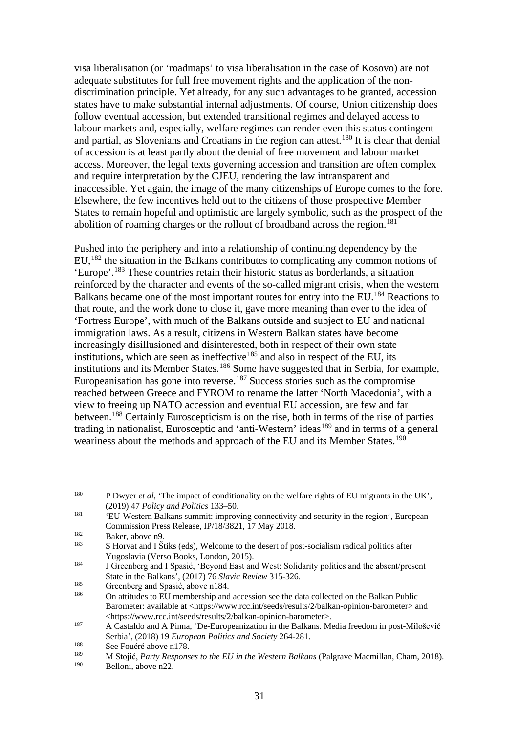visa liberalisation (or 'roadmaps' to visa liberalisation in the case of Kosovo) are not adequate substitutes for full free movement rights and the application of the non-discrimination principle. Yet already, for any such advantages to be granted, accession states have to make substantial internal adjustments. Of course, Union citizenship does follow eventual accession, but extended transitional regimes and delayed access to labour markets and, especially, welfare regimes can render even this status contingent and partial, as Slovenians and Croatians in the region can attest.[180] It is clear that denial of accession is at least partly about the denial of free movement and labour market access. Moreover, the legal texts governing accession and transition are often complex and require interpretation by the CJEU, rendering the law intransparent and inaccessible. Yet again, the image of the many citizenships of Europe comes to the fore. Elsewhere, the few incentives held out to the citizens of those prospective Member States to remain hopeful and optimistic are largely symbolic, such as the prospect of the abolition of roaming charges or the rollout of broadband across the region.[181]

Pushed into the periphery and into a relationship of continuing dependency by the EU,[182] the situation in the Balkans contributes to complicating any common notions of 'Europe'.[183] These countries retain their historic status as borderlands, a situation reinforced by the character and events of the so-called migrant crisis, when the western Balkans became one of the most important routes for entry into the EU.[184] Reactions to that route, and the work done to close it, gave more meaning than ever to the idea of 'Fortress Europe', with much of the Balkans outside and subject to EU and national immigration laws. As a result, citizens in Western Balkan states have become increasingly disillusioned and disinterested, both in respect of their own state institutions, which are seen as ineffective[185] and also in respect of the EU, its institutions and its Member States.[186] Some have suggested that in Serbia, for example, Europeanisation has gone into reverse.[187] Success stories such as the compromise reached between Greece and FYROM to rename the latter 'North Macedonia', with a view to freeing up NATO accession and eventual EU accession, are few and far between.[188] Certainly Euroscepticism is on the rise, both in terms of the rise of parties trading in nationalist, Eurosceptic and 'anti-Western' ideas[189] and in terms of a general weariness about the methods and approach of the EU and its Member States.[190]

---

[180] P Dwyer *et al*, 'The impact of conditionality on the welfare rights of EU migrants in the UK', (2019) 47 *Policy and Politics* 133–50.

[181] 'EU-Western Balkans summit: improving connectivity and security in the region', European Commission Press Release, IP/18/3821, 17 May 2018.

[182] Baker, above n9.

[183] S Horvat and I Štiks (eds), Welcome to the desert of post-socialism radical politics after Yugoslavia (Verso Books, London, 2015).

[184] J Greenberg and I Spasić, 'Beyond East and West: Solidarity politics and the absent/present State in the Balkans', (2017) 76 *Slavic Review* 315-326.

[185] Greenberg and Spasić, above n184.

[186] On attitudes to EU membership and accession see the data collected on the Balkan Public Barometer: available at <https://www.rcc.int/seeds/results/2/balkan-opinion-barometer> and <https://www.rcc.int/seeds/results/2/balkan-opinion-barometer>.

[187] A Castaldo and A Pinna, 'De-Europeanization in the Balkans. Media freedom in post-Milošević Serbia', (2018) 19 *European Politics and Society* 264-281.

[188] See Fouéré above n178.

[189] M Stojić, *Party Responses to the EU in the Western Balkans* (Palgrave Macmillan, Cham, 2018).

[190] Belloni, above n22.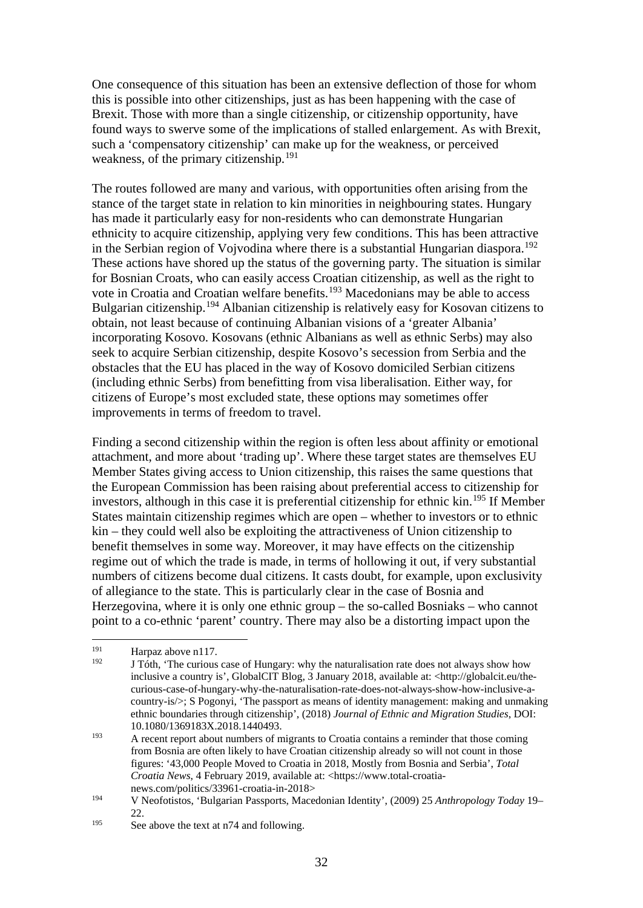One consequence of this situation has been an extensive deflection of those for whom this is possible into other citizenships, just as has been happening with the case of Brexit. Those with more than a single citizenship, or citizenship opportunity, have found ways to swerve some of the implications of stalled enlargement. As with Brexit, such a 'compensatory citizenship' can make up for the weakness, or perceived weakness, of the primary citizenship.[191]

The routes followed are many and various, with opportunities often arising from the stance of the target state in relation to kin minorities in neighbouring states. Hungary has made it particularly easy for non-residents who can demonstrate Hungarian ethnicity to acquire citizenship, applying very few conditions. This has been attractive in the Serbian region of Vojvodina where there is a substantial Hungarian diaspora.[192] These actions have shored up the status of the governing party. The situation is similar for Bosnian Croats, who can easily access Croatian citizenship, as well as the right to vote in Croatia and Croatian welfare benefits.[193] Macedonians may be able to access Bulgarian citizenship.[194] Albanian citizenship is relatively easy for Kosovan citizens to obtain, not least because of continuing Albanian visions of a 'greater Albania' incorporating Kosovo. Kosovans (ethnic Albanians as well as ethnic Serbs) may also seek to acquire Serbian citizenship, despite Kosovo's secession from Serbia and the obstacles that the EU has placed in the way of Kosovo domiciled Serbian citizens (including ethnic Serbs) from benefitting from visa liberalisation. Either way, for citizens of Europe's most excluded state, these options may sometimes offer improvements in terms of freedom to travel.

Finding a second citizenship within the region is often less about affinity or emotional attachment, and more about 'trading up'. Where these target states are themselves EU Member States giving access to Union citizenship, this raises the same questions that the European Commission has been raising about preferential access to citizenship for investors, although in this case it is preferential citizenship for ethnic kin.[195] If Member States maintain citizenship regimes which are open – whether to investors or to ethnic kin – they could well also be exploiting the attractiveness of Union citizenship to benefit themselves in some way. Moreover, it may have effects on the citizenship regime out of which the trade is made, in terms of hollowing it out, if very substantial numbers of citizens become dual citizens. It casts doubt, for example, upon exclusivity of allegiance to the state. This is particularly clear in the case of Bosnia and Herzegovina, where it is only one ethnic group – the so-called Bosniaks – who cannot point to a co-ethnic 'parent' country. There may also be a distorting impact upon the

---

[191] Harpaz above n117.

[192] J Tóth, 'The curious case of Hungary: why the naturalisation rate does not always show how inclusive a country is', GlobalCIT Blog, 3 January 2018, available at: <http://globalcit.eu/the-curious-case-of-hungary-why-the-naturalisation-rate-does-not-always-show-how-inclusive-a-country-is/>; S Pogonyi, 'The passport as means of identity management: making and unmaking ethnic boundaries through citizenship', (2018) *Journal of Ethnic and Migration Studies*, DOI: 10.1080/1369183X.2018.1440493.

[193] A recent report about numbers of migrants to Croatia contains a reminder that those coming from Bosnia are often likely to have Croatian citizenship already so will not count in those figures: '43,000 People Moved to Croatia in 2018, Mostly from Bosnia and Serbia', *Total Croatia News*, 4 February 2019, available at: <https://www.total-croatia-news.com/politics/33961-croatia-in-2018>

[194] V Neofotistos, 'Bulgarian Passports, Macedonian Identity', (2009) 25 *Anthropology Today* 19–22.

[195] See above the text at n74 and following.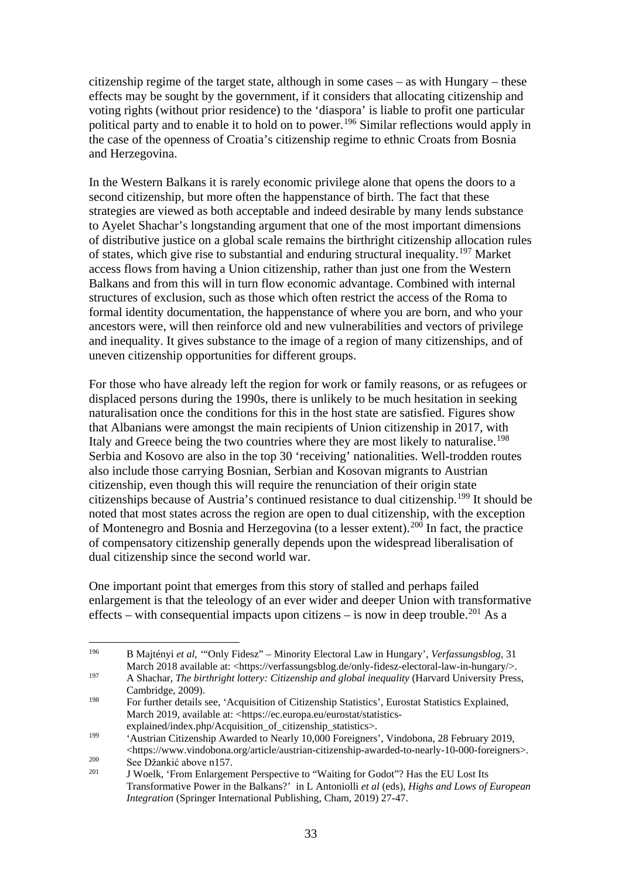citizenship regime of the target state, although in some cases – as with Hungary – these effects may be sought by the government, if it considers that allocating citizenship and voting rights (without prior residence) to the 'diaspora' is liable to profit one particular political party and to enable it to hold on to power.[196] Similar reflections would apply in the case of the openness of Croatia's citizenship regime to ethnic Croats from Bosnia and Herzegovina.

In the Western Balkans it is rarely economic privilege alone that opens the doors to a second citizenship, but more often the happenstance of birth. The fact that these strategies are viewed as both acceptable and indeed desirable by many lends substance to Ayelet Shachar's longstanding argument that one of the most important dimensions of distributive justice on a global scale remains the birthright citizenship allocation rules of states, which give rise to substantial and enduring structural inequality.[197] Market access flows from having a Union citizenship, rather than just one from the Western Balkans and from this will in turn flow economic advantage. Combined with internal structures of exclusion, such as those which often restrict the access of the Roma to formal identity documentation, the happenstance of where you are born, and who your ancestors were, will then reinforce old and new vulnerabilities and vectors of privilege and inequality. It gives substance to the image of a region of many citizenships, and of uneven citizenship opportunities for different groups.

For those who have already left the region for work or family reasons, or as refugees or displaced persons during the 1990s, there is unlikely to be much hesitation in seeking naturalisation once the conditions for this in the host state are satisfied. Figures show that Albanians were amongst the main recipients of Union citizenship in 2017, with Italy and Greece being the two countries where they are most likely to naturalise.[198] Serbia and Kosovo are also in the top 30 'receiving' nationalities. Well-trodden routes also include those carrying Bosnian, Serbian and Kosovan migrants to Austrian citizenship, even though this will require the renunciation of their origin state citizenships because of Austria's continued resistance to dual citizenship.[199] It should be noted that most states across the region are open to dual citizenship, with the exception of Montenegro and Bosnia and Herzegovina (to a lesser extent).[200] In fact, the practice of compensatory citizenship generally depends upon the widespread liberalisation of dual citizenship since the second world war.

One important point that emerges from this story of stalled and perhaps failed enlargement is that the teleology of an ever wider and deeper Union with transformative effects – with consequential impacts upon citizens – is now in deep trouble.[201] As a

---

[196] B Majtényi *et al*, '"Only Fidesz" – Minority Electoral Law in Hungary', *Verfassungsblog*, 31 March 2018 available at: <https://verfassungsblog.de/only-fidesz-electoral-law-in-hungary/>.

[197] A Shachar, *The birthright lottery: Citizenship and global inequality* (Harvard University Press, Cambridge, 2009).

[198] For further details see, 'Acquisition of Citizenship Statistics', Eurostat Statistics Explained, March 2019, available at: <https://ec.europa.eu/eurostat/statistics-explained/index.php/Acquisition_of_citizenship_statistics>.

[199] 'Austrian Citizenship Awarded to Nearly 10,000 Foreigners', Vindobona, 28 February 2019, <https://www.vindobona.org/article/austrian-citizenship-awarded-to-nearly-10-000-foreigners>.

[200] See Džankić above n157.

[201] J Woelk, 'From Enlargement Perspective to "Waiting for Godot"? Has the EU Lost Its Transformative Power in the Balkans?' in L Antoniolli *et al* (eds), *Highs and Lows of European Integration* (Springer International Publishing, Cham, 2019) 27-47.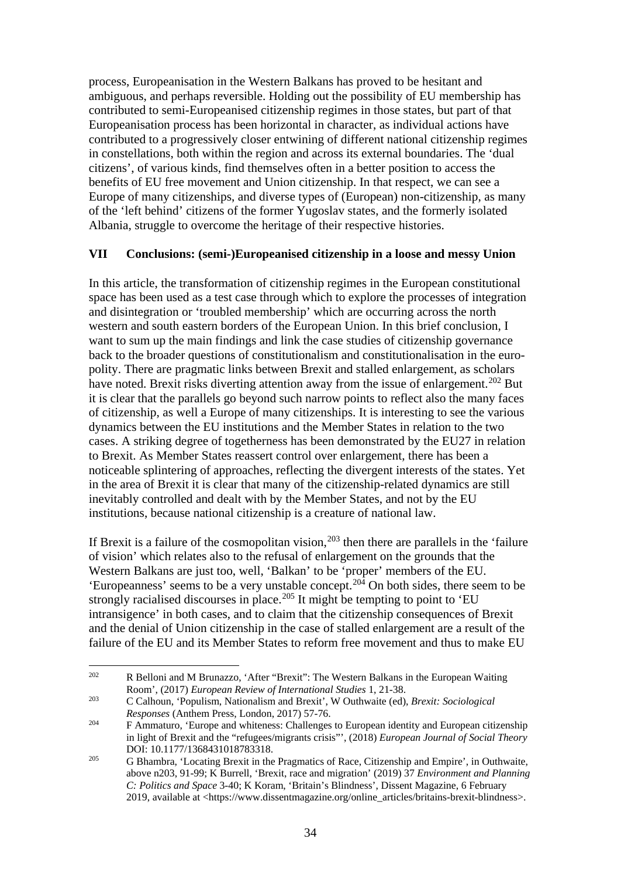process, Europeanisation in the Western Balkans has proved to be hesitant and ambiguous, and perhaps reversible. Holding out the possibility of EU membership has contributed to semi-Europeanised citizenship regimes in those states, but part of that Europeanisation process has been horizontal in character, as individual actions have contributed to a progressively closer entwining of different national citizenship regimes in constellations, both within the region and across its external boundaries. The 'dual citizens', of various kinds, find themselves often in a better position to access the benefits of EU free movement and Union citizenship. In that respect, we can see a Europe of many citizenships, and diverse types of (European) non-citizenship, as many of the 'left behind' citizens of the former Yugoslav states, and the formerly isolated Albania, struggle to overcome the heritage of their respective histories.

## VII Conclusions: (semi-)Europeanised citizenship in a loose and messy Union

In this article, the transformation of citizenship regimes in the European constitutional space has been used as a test case through which to explore the processes of integration and disintegration or 'troubled membership' which are occurring across the north western and south eastern borders of the European Union. In this brief conclusion, I want to sum up the main findings and link the case studies of citizenship governance back to the broader questions of constitutionalism and constitutionalisation in the euro-polity. There are pragmatic links between Brexit and stalled enlargement, as scholars have noted. Brexit risks diverting attention away from the issue of enlargement.[202] But it is clear that the parallels go beyond such narrow points to reflect also the many faces of citizenship, as well a Europe of many citizenships. It is interesting to see the various dynamics between the EU institutions and the Member States in relation to the two cases. A striking degree of togetherness has been demonstrated by the EU27 in relation to Brexit. As Member States reassert control over enlargement, there has been a noticeable splintering of approaches, reflecting the divergent interests of the states. Yet in the area of Brexit it is clear that many of the citizenship-related dynamics are still inevitably controlled and dealt with by the Member States, and not by the EU institutions, because national citizenship is a creature of national law.

If Brexit is a failure of the cosmopolitan vision,[203] then there are parallels in the 'failure of vision' which relates also to the refusal of enlargement on the grounds that the Western Balkans are just too, well, 'Balkan' to be 'proper' members of the EU. 'Europeanness' seems to be a very unstable concept.[204] On both sides, there seem to be strongly racialised discourses in place.[205] It might be tempting to point to 'EU intransigence' in both cases, and to claim that the citizenship consequences of Brexit and the denial of Union citizenship in the case of stalled enlargement are a result of the failure of the EU and its Member States to reform free movement and thus to make EU

---

[202] R Belloni and M Brunazzo, 'After "Brexit": The Western Balkans in the European Waiting Room', (2017) *European Review of International Studies* 1, 21-38.

[203] C Calhoun, 'Populism, Nationalism and Brexit', W Outhwaite (ed), *Brexit: Sociological Responses* (Anthem Press, London, 2017) 57-76.

[204] F Ammaturo, 'Europe and whiteness: Challenges to European identity and European citizenship in light of Brexit and the "refugees/migrants crisis"', (2018) *European Journal of Social Theory* DOI: 10.1177/1368431018783318.

[205] G Bhambra, 'Locating Brexit in the Pragmatics of Race, Citizenship and Empire', in Outhwaite, above n203, 91-99; K Burrell, 'Brexit, race and migration' (2019) 37 *Environment and Planning C: Politics and Space* 3-40; K Koram, 'Britain's Blindness', Dissent Magazine, 6 February 2019, available at <https://www.dissentmagazine.org/online_articles/britains-brexit-blindness>.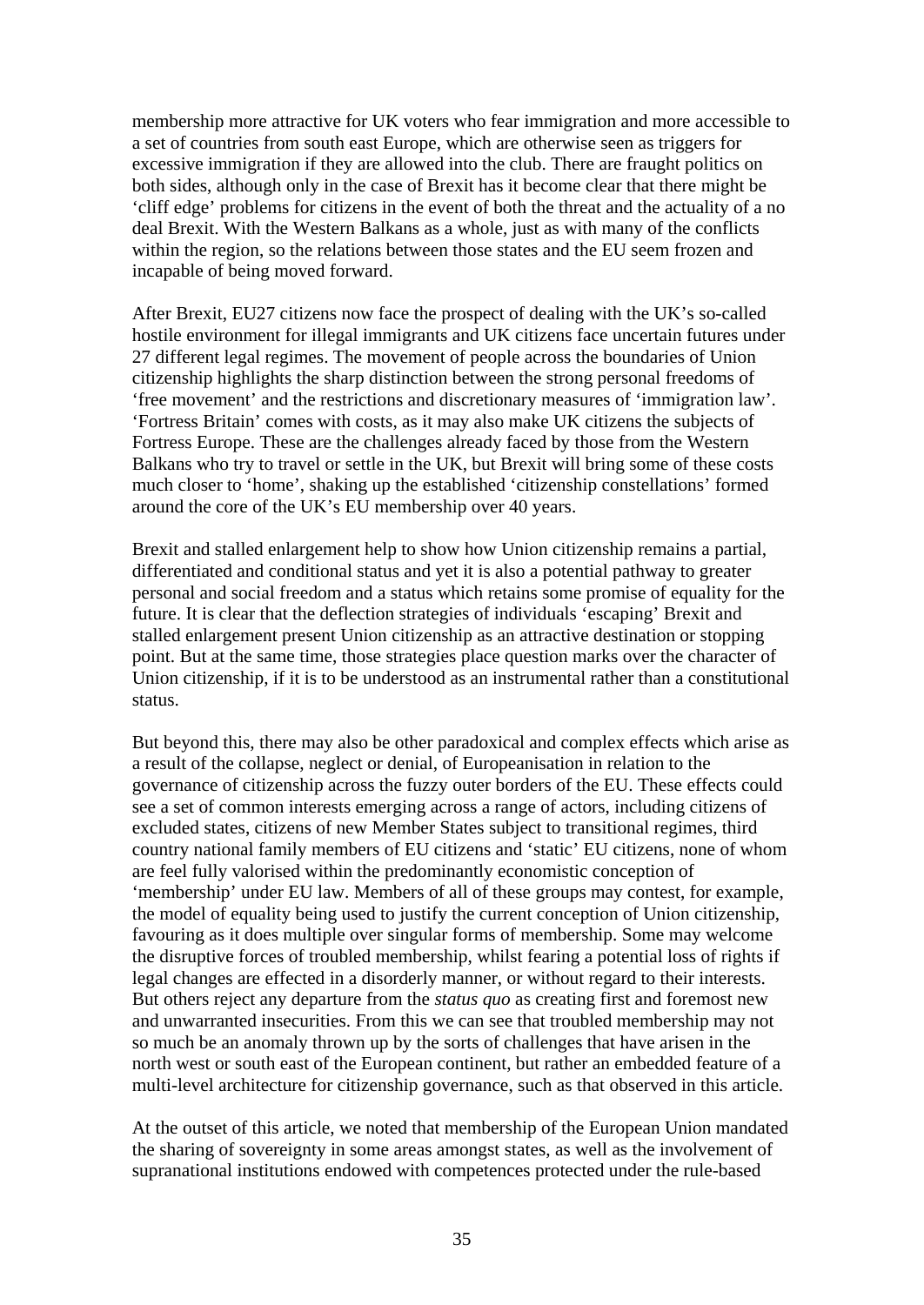membership more attractive for UK voters who fear immigration and more accessible to a set of countries from south east Europe, which are otherwise seen as triggers for excessive immigration if they are allowed into the club. There are fraught politics on both sides, although only in the case of Brexit has it become clear that there might be 'cliff edge' problems for citizens in the event of both the threat and the actuality of a no deal Brexit. With the Western Balkans as a whole, just as with many of the conflicts within the region, so the relations between those states and the EU seem frozen and incapable of being moved forward.

After Brexit, EU27 citizens now face the prospect of dealing with the UK's so-called hostile environment for illegal immigrants and UK citizens face uncertain futures under 27 different legal regimes. The movement of people across the boundaries of Union citizenship highlights the sharp distinction between the strong personal freedoms of 'free movement' and the restrictions and discretionary measures of 'immigration law'. 'Fortress Britain' comes with costs, as it may also make UK citizens the subjects of Fortress Europe. These are the challenges already faced by those from the Western Balkans who try to travel or settle in the UK, but Brexit will bring some of these costs much closer to 'home', shaking up the established 'citizenship constellations' formed around the core of the UK's EU membership over 40 years.

Brexit and stalled enlargement help to show how Union citizenship remains a partial, differentiated and conditional status and yet it is also a potential pathway to greater personal and social freedom and a status which retains some promise of equality for the future. It is clear that the deflection strategies of individuals 'escaping' Brexit and stalled enlargement present Union citizenship as an attractive destination or stopping point. But at the same time, those strategies place question marks over the character of Union citizenship, if it is to be understood as an instrumental rather than a constitutional status.

But beyond this, there may also be other paradoxical and complex effects which arise as a result of the collapse, neglect or denial, of Europeanisation in relation to the governance of citizenship across the fuzzy outer borders of the EU. These effects could see a set of common interests emerging across a range of actors, including citizens of excluded states, citizens of new Member States subject to transitional regimes, third country national family members of EU citizens and 'static' EU citizens, none of whom are feel fully valorised within the predominantly economistic conception of 'membership' under EU law. Members of all of these groups may contest, for example, the model of equality being used to justify the current conception of Union citizenship, favouring as it does multiple over singular forms of membership. Some may welcome the disruptive forces of troubled membership, whilst fearing a potential loss of rights if legal changes are effected in a disorderly manner, or without regard to their interests. But others reject any departure from the *status quo* as creating first and foremost new and unwarranted insecurities. From this we can see that troubled membership may not so much be an anomaly thrown up by the sorts of challenges that have arisen in the north west or south east of the European continent, but rather an embedded feature of a multi-level architecture for citizenship governance, such as that observed in this article.

At the outset of this article, we noted that membership of the European Union mandated the sharing of sovereignty in some areas amongst states, as well as the involvement of supranational institutions endowed with competences protected under the rule-based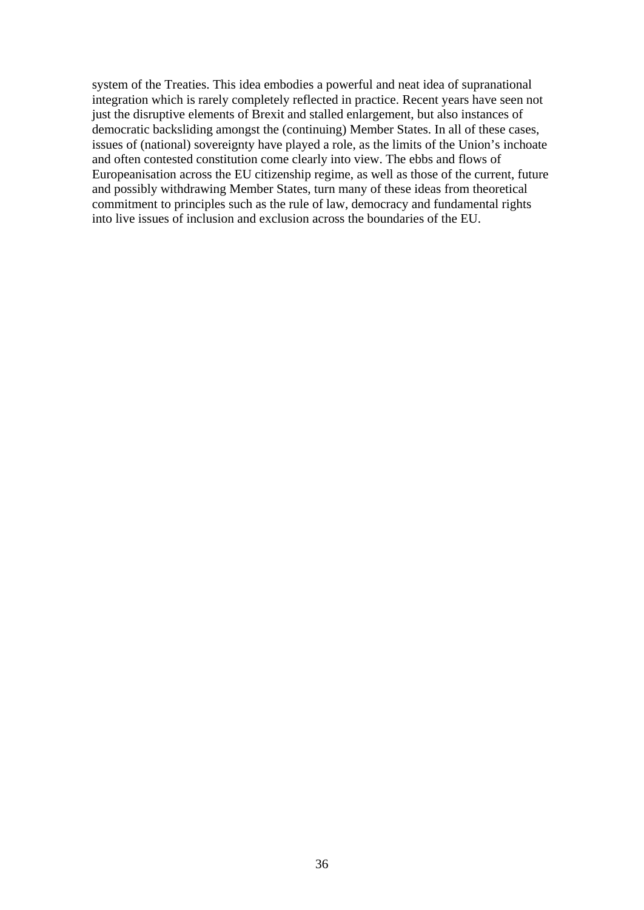system of the Treaties. This idea embodies a powerful and neat idea of supranational integration which is rarely completely reflected in practice. Recent years have seen not just the disruptive elements of Brexit and stalled enlargement, but also instances of democratic backsliding amongst the (continuing) Member States. In all of these cases, issues of (national) sovereignty have played a role, as the limits of the Union's inchoate and often contested constitution come clearly into view. The ebbs and flows of Europeanisation across the EU citizenship regime, as well as those of the current, future and possibly withdrawing Member States, turn many of these ideas from theoretical commitment to principles such as the rule of law, democracy and fundamental rights into live issues of inclusion and exclusion across the boundaries of the EU.